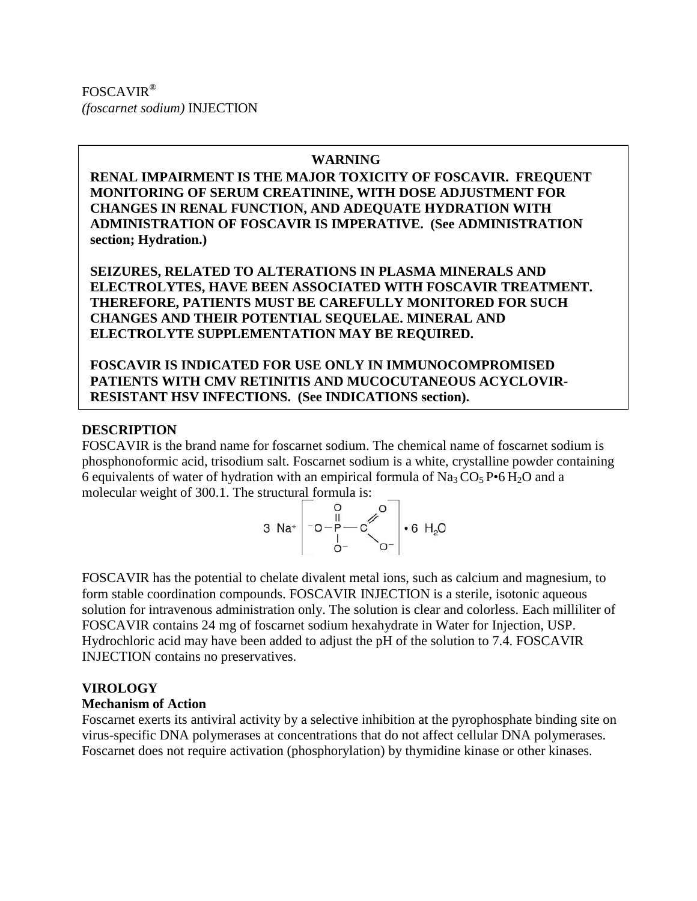FOSCAVIR®
*(foscarnet sodium)* INJECTION

**WARNING**

**RENAL IMPAIRMENT IS THE MAJOR TOXICITY OF FOSCAVIR. FREQUENT MONITORING OF SERUM CREATININE, WITH DOSE ADJUSTMENT FOR CHANGES IN RENAL FUNCTION, AND ADEQUATE HYDRATION WITH ADMINISTRATION OF FOSCAVIR IS IMPERATIVE. (See ADMINISTRATION section; Hydration.)**

**SEIZURES, RELATED TO ALTERATIONS IN PLASMA MINERALS AND ELECTROLYTES, HAVE BEEN ASSOCIATED WITH FOSCAVIR TREATMENT. THEREFORE, PATIENTS MUST BE CAREFULLY MONITORED FOR SUCH CHANGES AND THEIR POTENTIAL SEQUELAE. MINERAL AND ELECTROLYTE SUPPLEMENTATION MAY BE REQUIRED.**

**FOSCAVIR IS INDICATED FOR USE ONLY IN IMMUNOCOMPROMISED PATIENTS WITH CMV RETINITIS AND MUCOCUTANEOUS ACYCLOVIR-RESISTANT HSV INFECTIONS. (See INDICATIONS section).**

## DESCRIPTION

FOSCAVIR is the brand name for foscarnet sodium. The chemical name of foscarnet sodium is phosphonoformic acid, trisodium salt. Foscarnet sodium is a white, crystalline powder containing 6 equivalents of water of hydration with an empirical formula of $Na_3CO_5P{\bullet}6H_2O$ and a molecular weight of 300.1. The structural formula is:

$$3\ Na^+ \left[ {}^-O-\overset{\displaystyle O}{\underset{\displaystyle O^-}{\overset{\|}{\underset{|}{P}}}}-C\genfrac{}{}{0pt}{}{\nearrow O}{\searrow O^-} \right] \bullet 6\ H_2O$$

FOSCAVIR has the potential to chelate divalent metal ions, such as calcium and magnesium, to form stable coordination compounds. FOSCAVIR INJECTION is a sterile, isotonic aqueous solution for intravenous administration only. The solution is clear and colorless. Each milliliter of FOSCAVIR contains 24 mg of foscarnet sodium hexahydrate in Water for Injection, USP. Hydrochloric acid may have been added to adjust the pH of the solution to 7.4. FOSCAVIR INJECTION contains no preservatives.

## VIROLOGY

### Mechanism of Action

Foscarnet exerts its antiviral activity by a selective inhibition at the pyrophosphate binding site on virus-specific DNA polymerases at concentrations that do not affect cellular DNA polymerases. Foscarnet does not require activation (phosphorylation) by thymidine kinase or other kinases.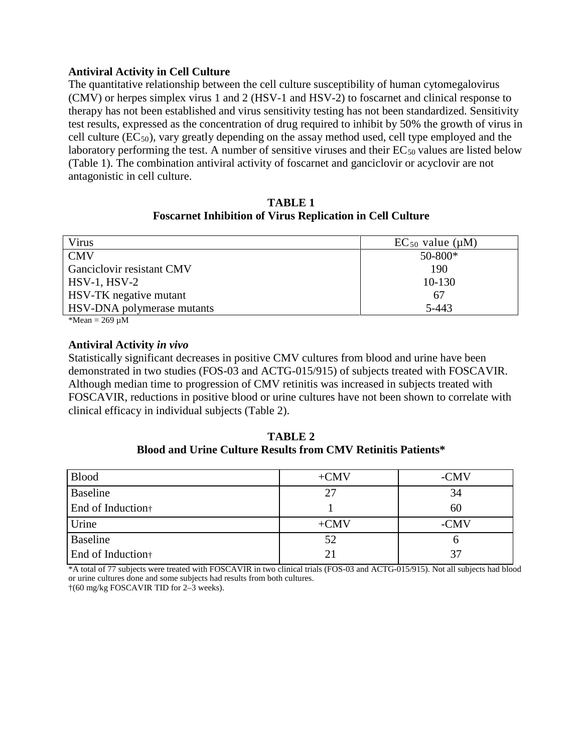**Antiviral Activity in Cell Culture**

The quantitative relationship between the cell culture susceptibility of human cytomegalovirus (CMV) or herpes simplex virus 1 and 2 (HSV-1 and HSV-2) to foscarnet and clinical response to therapy has not been established and virus sensitivity testing has not been standardized. Sensitivity test results, expressed as the concentration of drug required to inhibit by 50% the growth of virus in cell culture ($EC_{50}$), vary greatly depending on the assay method used, cell type employed and the laboratory performing the test. A number of sensitive viruses and their $EC_{50}$ values are listed below (Table 1). The combination antiviral activity of foscarnet and ganciclovir or acyclovir are not antagonistic in cell culture.

**TABLE 1**
**Foscarnet Inhibition of Virus Replication in Cell Culture**

| Virus | $EC_{50}$ value (µM) |
|---|---|
| CMV | 50-800* |
| Ganciclovir resistant CMV | 190 |
| HSV-1, HSV-2 | 10-130 |
| HSV-TK negative mutant | 67 |
| HSV-DNA polymerase mutants | 5-443 |

*Mean = 269 µM

**Antiviral Activity *in vivo***

Statistically significant decreases in positive CMV cultures from blood and urine have been demonstrated in two studies (FOS-03 and ACTG-015/915) of subjects treated with FOSCAVIR. Although median time to progression of CMV retinitis was increased in subjects treated with FOSCAVIR, reductions in positive blood or urine cultures have not been shown to correlate with clinical efficacy in individual subjects (Table 2).

**TABLE 2**
**Blood and Urine Culture Results from CMV Retinitis Patients***

| Blood | +CMV | -CMV |
|---|---|---|
| Baseline | 27 | 34 |
| End of Induction† | 1 | 60 |
| **Urine** | **+CMV** | **-CMV** |
| Baseline | 52 | 6 |
| End of Induction† | 21 | 37 |

*A total of 77 subjects were treated with FOSCAVIR in two clinical trials (FOS-03 and ACTG-015/915). Not all subjects had blood or urine cultures done and some subjects had results from both cultures.
†(60 mg/kg FOSCAVIR TID for 2–3 weeks).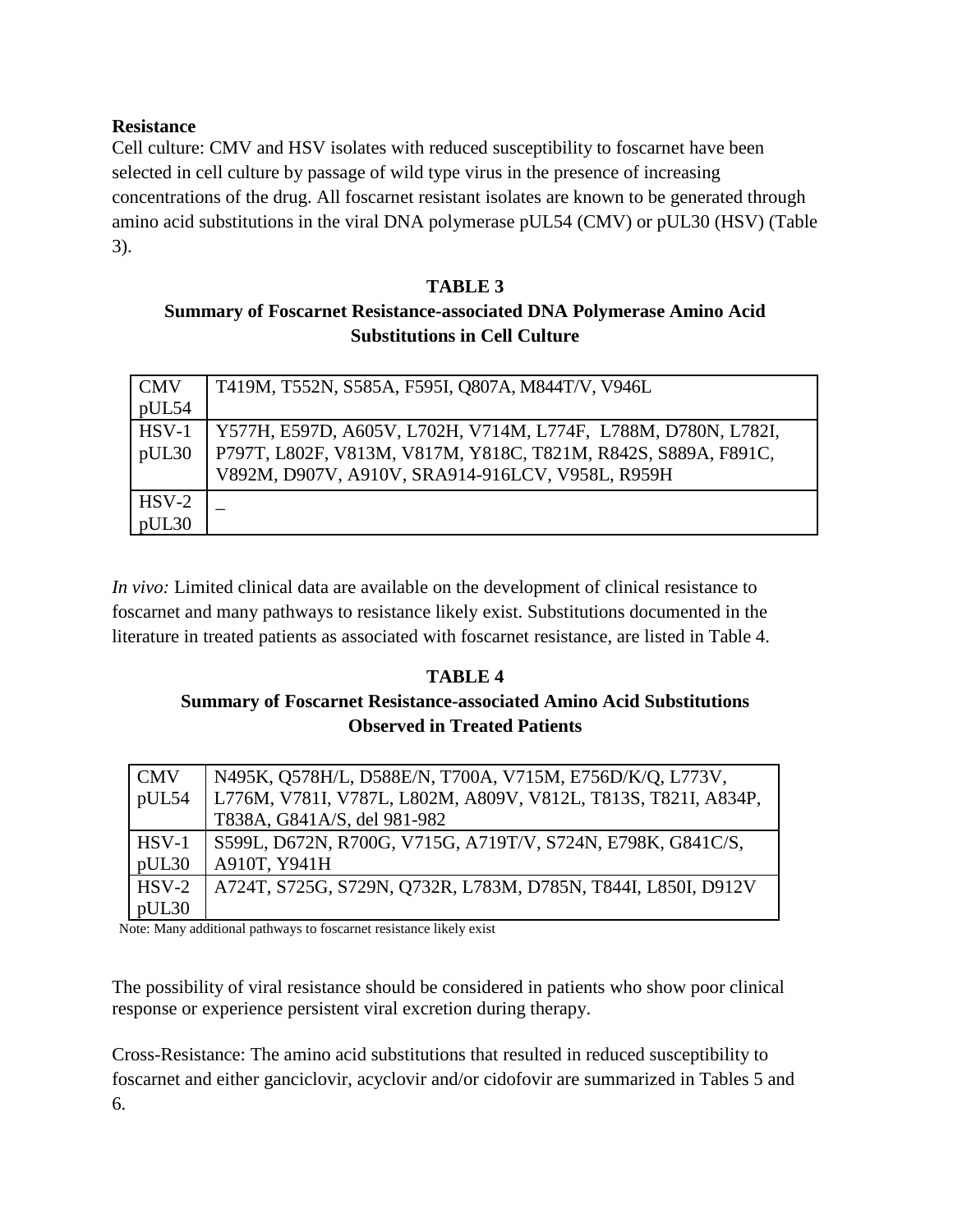**Resistance**

Cell culture: CMV and HSV isolates with reduced susceptibility to foscarnet have been selected in cell culture by passage of wild type virus in the presence of increasing concentrations of the drug. All foscarnet resistant isolates are known to be generated through amino acid substitutions in the viral DNA polymerase pUL54 (CMV) or pUL30 (HSV) (Table 3).

**TABLE 3**

**Summary of Foscarnet Resistance-associated DNA Polymerase Amino Acid Substitutions in Cell Culture**

| | |
|---|---|
| CMV pUL54 | T419M, T552N, S585A, F595I, Q807A, M844T/V, V946L |
| HSV-1 pUL30 | Y577H, E597D, A605V, L702H, V714M, L774F, L788M, D780N, L782I, P797T, L802F, V813M, V817M, Y818C, T821M, R842S, S889A, F891C, V892M, D907V, A910V, SRA914-916LCV, V958L, R959H |
| HSV-2 pUL30 | _ |

*In vivo:* Limited clinical data are available on the development of clinical resistance to foscarnet and many pathways to resistance likely exist. Substitutions documented in the literature in treated patients as associated with foscarnet resistance, are listed in Table 4.

**TABLE 4**

**Summary of Foscarnet Resistance-associated Amino Acid Substitutions Observed in Treated Patients**

| | |
|---|---|
| CMV pUL54 | N495K, Q578H/L, D588E/N, T700A, V715M, E756D/K/Q, L773V, L776M, V781I, V787L, L802M, A809V, V812L, T813S, T821I, A834P, T838A, G841A/S, del 981-982 |
| HSV-1 pUL30 | S599L, D672N, R700G, V715G, A719T/V, S724N, E798K, G841C/S, A910T, Y941H |
| HSV-2 pUL30 | A724T, S725G, S729N, Q732R, L783M, D785N, T844I, L850I, D912V |

Note: Many additional pathways to foscarnet resistance likely exist

The possibility of viral resistance should be considered in patients who show poor clinical response or experience persistent viral excretion during therapy.

Cross-Resistance: The amino acid substitutions that resulted in reduced susceptibility to foscarnet and either ganciclovir, acyclovir and/or cidofovir are summarized in Tables 5 and 6.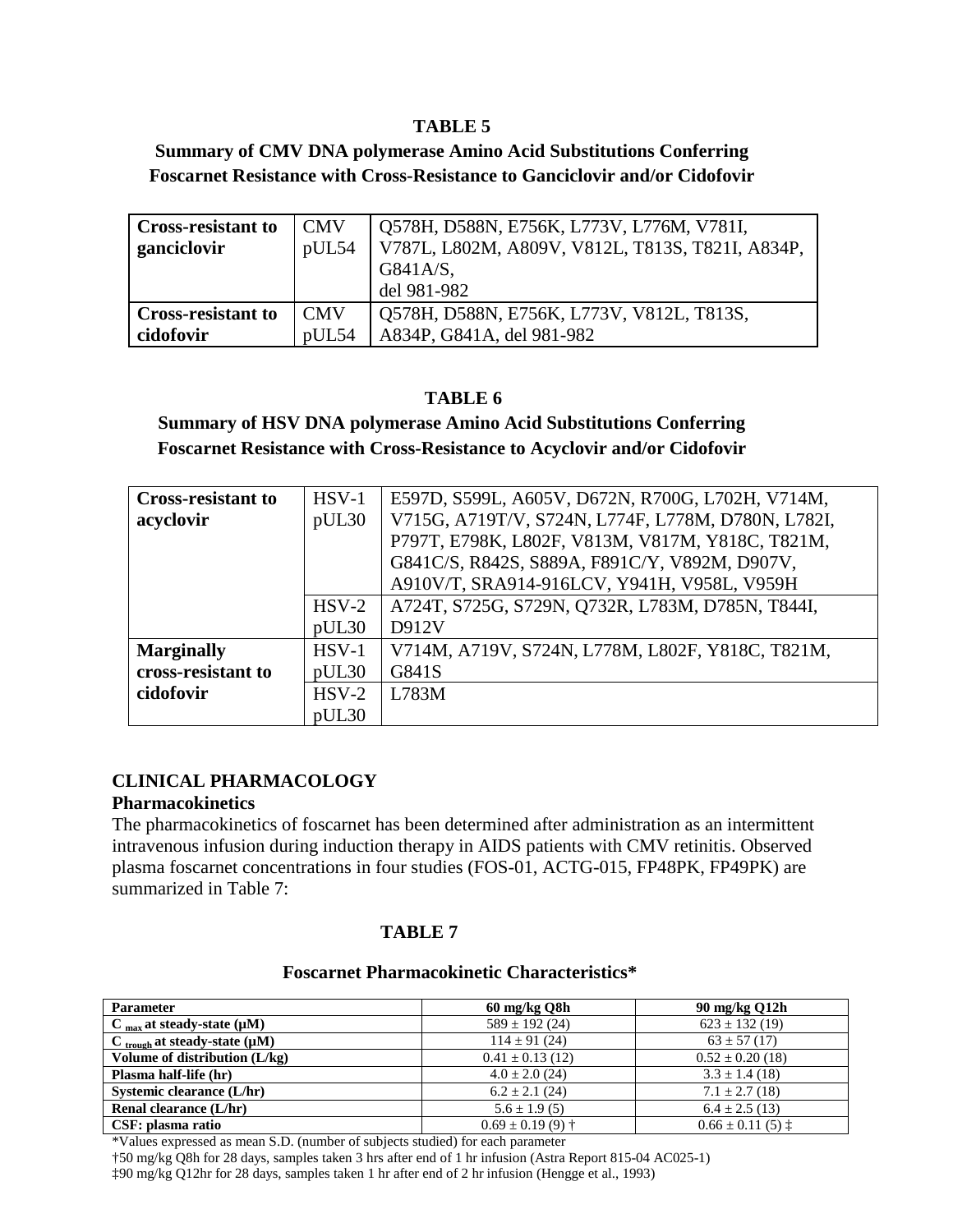**TABLE 5**

**Summary of CMV DNA polymerase Amino Acid Substitutions Conferring Foscarnet Resistance with Cross-Resistance to Ganciclovir and/or Cidofovir**

| | | |
|---|---|---|
| **Cross-resistant to ganciclovir** | CMV pUL54 | Q578H, D588N, E756K, L773V, L776M, V781I, V787L, L802M, A809V, V812L, T813S, T821I, A834P, G841A/S, del 981-982 |
| **Cross-resistant to cidofovir** | CMV pUL54 | Q578H, D588N, E756K, L773V, V812L, T813S, A834P, G841A, del 981-982 |

**TABLE 6**

**Summary of HSV DNA polymerase Amino Acid Substitutions Conferring Foscarnet Resistance with Cross-Resistance to Acyclovir and/or Cidofovir**

| | | |
|---|---|---|
| **Cross-resistant to acyclovir** | HSV-1 pUL30 | E597D, S599L, A605V, D672N, R700G, L702H, V714M, V715G, A719T/V, S724N, L774F, L778M, D780N, L782I, P797T, E798K, L802F, V813M, V817M, Y818C, T821M, G841C/S, R842S, S889A, F891C/Y, V892M, D907V, A910V/T, SRA914-916LCV, Y941H, V958L, V959H |
| | HSV-2 pUL30 | A724T, S725G, S729N, Q732R, L783M, D785N, T844I, D912V |
| **Marginally cross-resistant to cidofovir** | HSV-1 pUL30 | V714M, A719V, S724N, L778M, L802F, Y818C, T821M, G841S |
| | HSV-2 pUL30 | L783M |

## CLINICAL PHARMACOLOGY

### Pharmacokinetics

The pharmacokinetics of foscarnet has been determined after administration as an intermittent intravenous infusion during induction therapy in AIDS patients with CMV retinitis. Observed plasma foscarnet concentrations in four studies (FOS-01, ACTG-015, FP48PK, FP49PK) are summarized in Table 7:

**TABLE 7**

**Foscarnet Pharmacokinetic Characteristics***

| Parameter | 60 mg/kg Q8h | 90 mg/kg Q12h |
|---|---|---|
| $C_{max}$ at steady-state (μM) | 589 ± 192 (24) | 623 ± 132 (19) |
| $C_{trough}$ at steady-state (μM) | 114 ± 91 (24) | 63 ± 57 (17) |
| Volume of distribution (L/kg) | 0.41 ± 0.13 (12) | 0.52 ± 0.20 (18) |
| Plasma half-life (hr) | 4.0 ± 2.0 (24) | 3.3 ± 1.4 (18) |
| Systemic clearance (L/hr) | 6.2 ± 2.1 (24) | 7.1 ± 2.7 (18) |
| Renal clearance (L/hr) | 5.6 ± 1.9 (5) | 6.4 ± 2.5 (13) |
| CSF: plasma ratio | 0.69 ± 0.19 (9) † | 0.66 ± 0.11 (5) ‡ |

*Values expressed as mean S.D. (number of subjects studied) for each parameter

†50 mg/kg Q8h for 28 days, samples taken 3 hrs after end of 1 hr infusion (Astra Report 815-04 AC025-1)

‡90 mg/kg Q12hr for 28 days, samples taken 1 hr after end of 2 hr infusion (Hengge et al., 1993)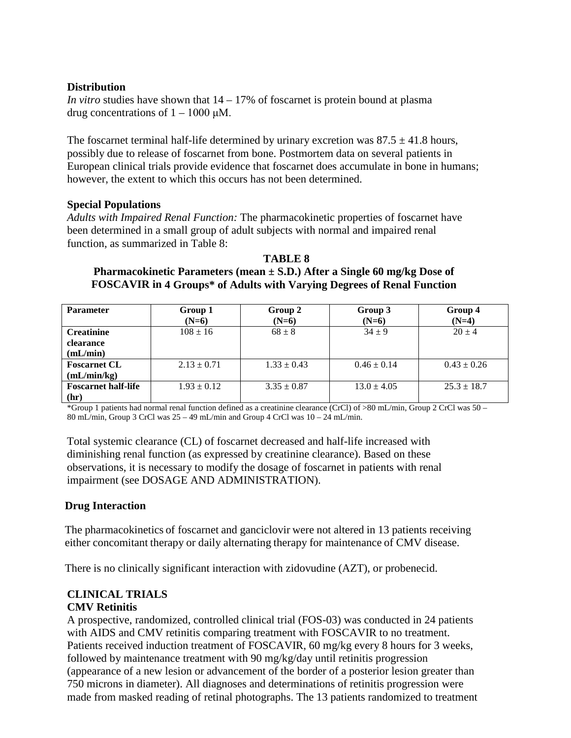**Distribution**

*In vitro* studies have shown that 14 – 17% of foscarnet is protein bound at plasma drug concentrations of 1 – 1000 μM.

The foscarnet terminal half-life determined by urinary excretion was 87.5 ± 41.8 hours, possibly due to release of foscarnet from bone. Postmortem data on several patients in European clinical trials provide evidence that foscarnet does accumulate in bone in humans; however, the extent to which this occurs has not been determined.

**Special Populations**

*Adults with Impaired Renal Function:* The pharmacokinetic properties of foscarnet have been determined in a small group of adult subjects with normal and impaired renal function, as summarized in Table 8:

**TABLE 8**

**Pharmacokinetic Parameters (mean ± S.D.) After a Single 60 mg/kg Dose of FOSCAVIR in 4 Groups* of Adults with Varying Degrees of Renal Function**

| Parameter | Group 1 (N=6) | Group 2 (N=6) | Group 3 (N=6) | Group 4 (N=4) |
|---|---|---|---|---|
| **Creatinine clearance (mL/min)** | 108 ± 16 | 68 ± 8 | 34 ± 9 | 20 ± 4 |
| **Foscarnet CL (mL/min/kg)** | 2.13 ± 0.71 | 1.33 ± 0.43 | 0.46 ± 0.14 | 0.43 ± 0.26 |
| **Foscarnet half-life (hr)** | 1.93 ± 0.12 | 3.35 ± 0.87 | 13.0 ± 4.05 | 25.3 ± 18.7 |

*Group 1 patients had normal renal function defined as a creatinine clearance (CrCl) of >80 mL/min, Group 2 CrCl was 50 – 80 mL/min, Group 3 CrCl was 25 – 49 mL/min and Group 4 CrCl was 10 – 24 mL/min.

Total systemic clearance (CL) of foscarnet decreased and half-life increased with diminishing renal function (as expressed by creatinine clearance). Based on these observations, it is necessary to modify the dosage of foscarnet in patients with renal impairment (see DOSAGE AND ADMINISTRATION).

**Drug Interaction**

The pharmacokinetics of foscarnet and ganciclovir were not altered in 13 patients receiving either concomitant therapy or daily alternating therapy for maintenance of CMV disease.

There is no clinically significant interaction with zidovudine (AZT), or probenecid.

**CLINICAL TRIALS**

**CMV Retinitis**

A prospective, randomized, controlled clinical trial (FOS-03) was conducted in 24 patients with AIDS and CMV retinitis comparing treatment with FOSCAVIR to no treatment. Patients received induction treatment of FOSCAVIR, 60 mg/kg every 8 hours for 3 weeks, followed by maintenance treatment with 90 mg/kg/day until retinitis progression (appearance of a new lesion or advancement of the border of a posterior lesion greater than 750 microns in diameter). All diagnoses and determinations of retinitis progression were made from masked reading of retinal photographs. The 13 patients randomized to treatment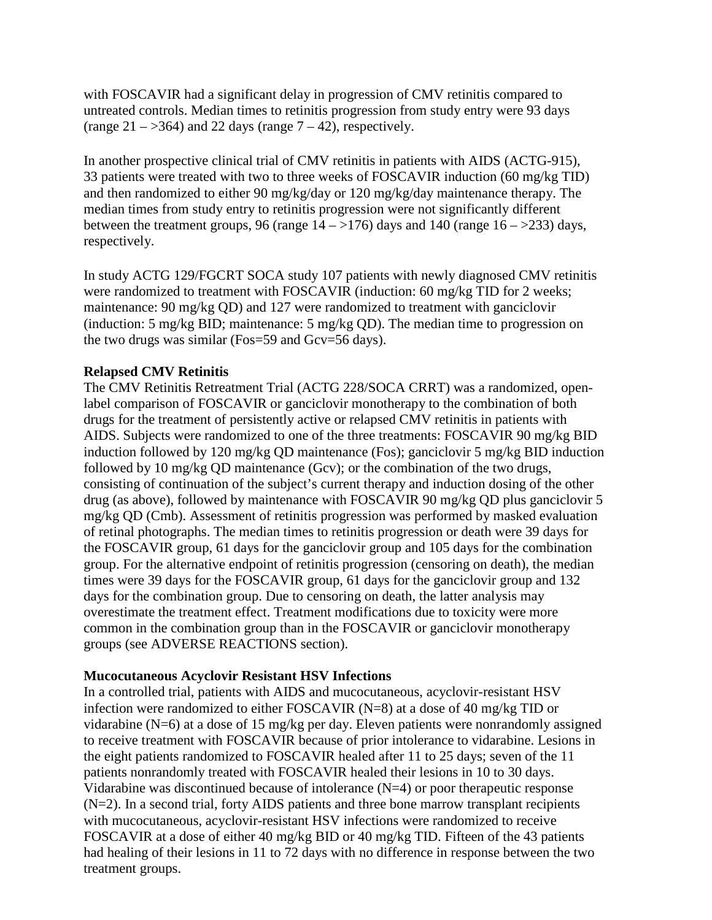with FOSCAVIR had a significant delay in progression of CMV retinitis compared to untreated controls. Median times to retinitis progression from study entry were 93 days (range 21 – >364) and 22 days (range 7 – 42), respectively.

In another prospective clinical trial of CMV retinitis in patients with AIDS (ACTG-915), 33 patients were treated with two to three weeks of FOSCAVIR induction (60 mg/kg TID) and then randomized to either 90 mg/kg/day or 120 mg/kg/day maintenance therapy. The median times from study entry to retinitis progression were not significantly different between the treatment groups, 96 (range 14 – >176) days and 140 (range 16 – >233) days, respectively.

In study ACTG 129/FGCRT SOCA study 107 patients with newly diagnosed CMV retinitis were randomized to treatment with FOSCAVIR (induction: 60 mg/kg TID for 2 weeks; maintenance: 90 mg/kg QD) and 127 were randomized to treatment with ganciclovir (induction: 5 mg/kg BID; maintenance: 5 mg/kg QD). The median time to progression on the two drugs was similar (Fos=59 and Gcv=56 days).

**Relapsed CMV Retinitis**

The CMV Retinitis Retreatment Trial (ACTG 228/SOCA CRRT) was a randomized, open-label comparison of FOSCAVIR or ganciclovir monotherapy to the combination of both drugs for the treatment of persistently active or relapsed CMV retinitis in patients with AIDS. Subjects were randomized to one of the three treatments: FOSCAVIR 90 mg/kg BID induction followed by 120 mg/kg QD maintenance (Fos); ganciclovir 5 mg/kg BID induction followed by 10 mg/kg QD maintenance (Gcv); or the combination of the two drugs, consisting of continuation of the subject's current therapy and induction dosing of the other drug (as above), followed by maintenance with FOSCAVIR 90 mg/kg QD plus ganciclovir 5 mg/kg QD (Cmb). Assessment of retinitis progression was performed by masked evaluation of retinal photographs. The median times to retinitis progression or death were 39 days for the FOSCAVIR group, 61 days for the ganciclovir group and 105 days for the combination group. For the alternative endpoint of retinitis progression (censoring on death), the median times were 39 days for the FOSCAVIR group, 61 days for the ganciclovir group and 132 days for the combination group. Due to censoring on death, the latter analysis may overestimate the treatment effect. Treatment modifications due to toxicity were more common in the combination group than in the FOSCAVIR or ganciclovir monotherapy groups (see ADVERSE REACTIONS section).

**Mucocutaneous Acyclovir Resistant HSV Infections**

In a controlled trial, patients with AIDS and mucocutaneous, acyclovir-resistant HSV infection were randomized to either FOSCAVIR (N=8) at a dose of 40 mg/kg TID or vidarabine (N=6) at a dose of 15 mg/kg per day. Eleven patients were nonrandomly assigned to receive treatment with FOSCAVIR because of prior intolerance to vidarabine. Lesions in the eight patients randomized to FOSCAVIR healed after 11 to 25 days; seven of the 11 patients nonrandomly treated with FOSCAVIR healed their lesions in 10 to 30 days. Vidarabine was discontinued because of intolerance (N=4) or poor therapeutic response (N=2). In a second trial, forty AIDS patients and three bone marrow transplant recipients with mucocutaneous, acyclovir-resistant HSV infections were randomized to receive FOSCAVIR at a dose of either 40 mg/kg BID or 40 mg/kg TID. Fifteen of the 43 patients had healing of their lesions in 11 to 72 days with no difference in response between the two treatment groups.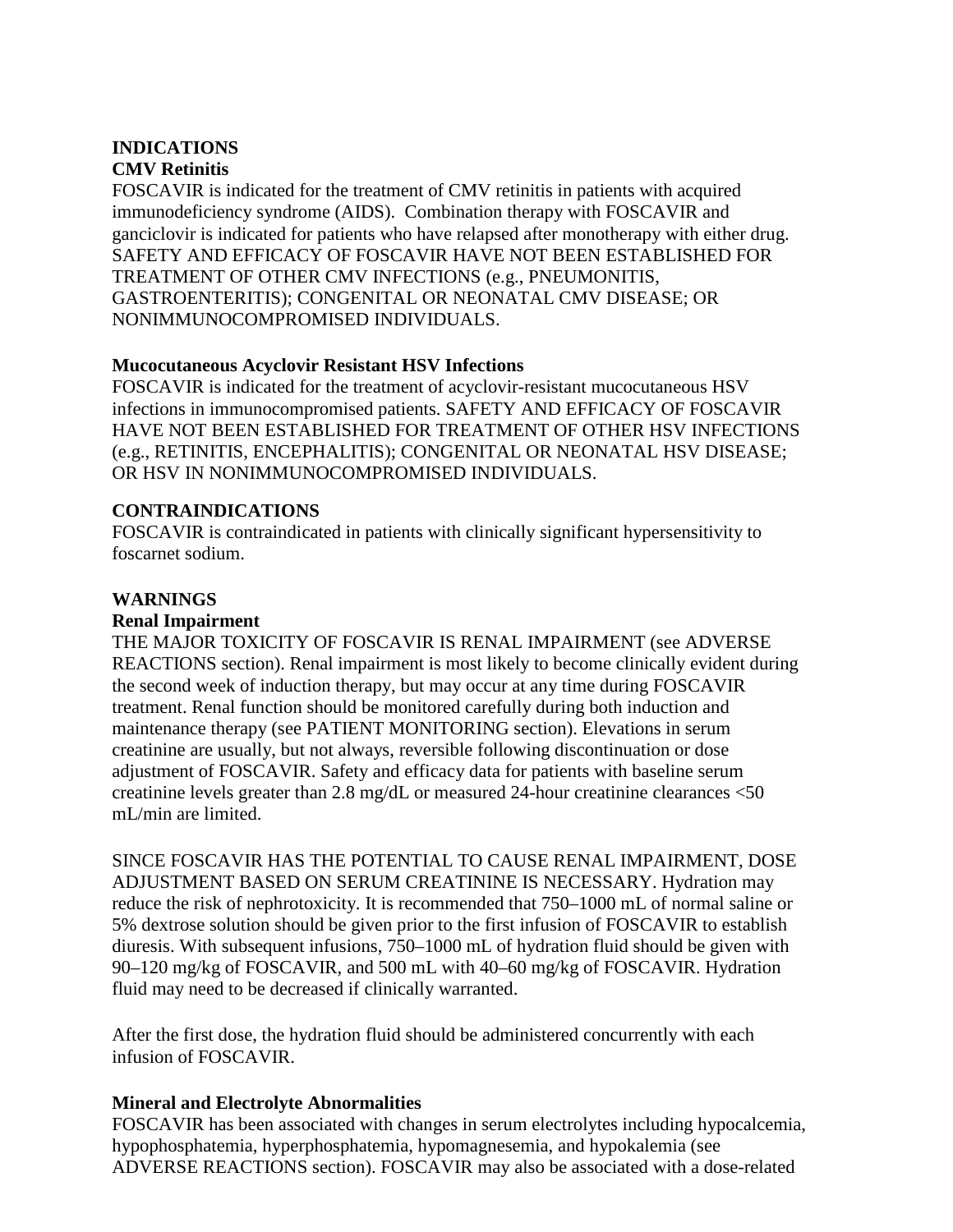## INDICATIONS

### CMV Retinitis

FOSCAVIR is indicated for the treatment of CMV retinitis in patients with acquired immunodeficiency syndrome (AIDS). Combination therapy with FOSCAVIR and ganciclovir is indicated for patients who have relapsed after monotherapy with either drug. SAFETY AND EFFICACY OF FOSCAVIR HAVE NOT BEEN ESTABLISHED FOR TREATMENT OF OTHER CMV INFECTIONS (e.g., PNEUMONITIS, GASTROENTERITIS); CONGENITAL OR NEONATAL CMV DISEASE; OR NONIMMUNOCOMPROMISED INDIVIDUALS.

### Mucocutaneous Acyclovir Resistant HSV Infections

FOSCAVIR is indicated for the treatment of acyclovir-resistant mucocutaneous HSV infections in immunocompromised patients. SAFETY AND EFFICACY OF FOSCAVIR HAVE NOT BEEN ESTABLISHED FOR TREATMENT OF OTHER HSV INFECTIONS (e.g., RETINITIS, ENCEPHALITIS); CONGENITAL OR NEONATAL HSV DISEASE; OR HSV IN NONIMMUNOCOMPROMISED INDIVIDUALS.

## CONTRAINDICATIONS

FOSCAVIR is contraindicated in patients with clinically significant hypersensitivity to foscarnet sodium.

## WARNINGS

### Renal Impairment

THE MAJOR TOXICITY OF FOSCAVIR IS RENAL IMPAIRMENT (see ADVERSE REACTIONS section). Renal impairment is most likely to become clinically evident during the second week of induction therapy, but may occur at any time during FOSCAVIR treatment. Renal function should be monitored carefully during both induction and maintenance therapy (see PATIENT MONITORING section). Elevations in serum creatinine are usually, but not always, reversible following discontinuation or dose adjustment of FOSCAVIR. Safety and efficacy data for patients with baseline serum creatinine levels greater than 2.8 mg/dL or measured 24-hour creatinine clearances <50 mL/min are limited.

SINCE FOSCAVIR HAS THE POTENTIAL TO CAUSE RENAL IMPAIRMENT, DOSE ADJUSTMENT BASED ON SERUM CREATININE IS NECESSARY. Hydration may reduce the risk of nephrotoxicity. It is recommended that 750–1000 mL of normal saline or 5% dextrose solution should be given prior to the first infusion of FOSCAVIR to establish diuresis. With subsequent infusions, 750–1000 mL of hydration fluid should be given with 90–120 mg/kg of FOSCAVIR, and 500 mL with 40–60 mg/kg of FOSCAVIR. Hydration fluid may need to be decreased if clinically warranted.

After the first dose, the hydration fluid should be administered concurrently with each infusion of FOSCAVIR.

### Mineral and Electrolyte Abnormalities

FOSCAVIR has been associated with changes in serum electrolytes including hypocalcemia, hypophosphatemia, hyperphosphatemia, hypomagnesemia, and hypokalemia (see ADVERSE REACTIONS section). FOSCAVIR may also be associated with a dose-related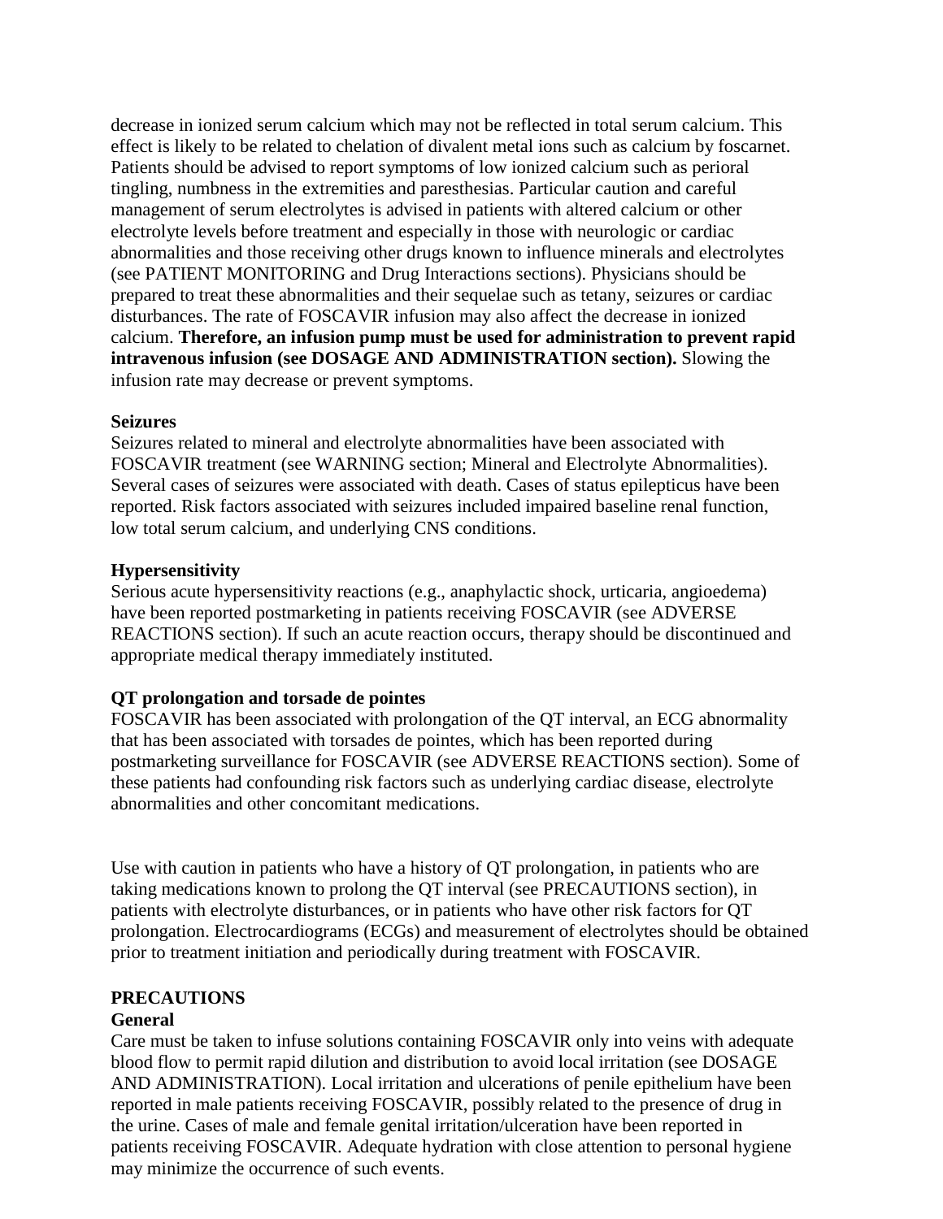decrease in ionized serum calcium which may not be reflected in total serum calcium. This effect is likely to be related to chelation of divalent metal ions such as calcium by foscarnet. Patients should be advised to report symptoms of low ionized calcium such as perioral tingling, numbness in the extremities and paresthesias. Particular caution and careful management of serum electrolytes is advised in patients with altered calcium or other electrolyte levels before treatment and especially in those with neurologic or cardiac abnormalities and those receiving other drugs known to influence minerals and electrolytes (see PATIENT MONITORING and Drug Interactions sections). Physicians should be prepared to treat these abnormalities and their sequelae such as tetany, seizures or cardiac disturbances. The rate of FOSCAVIR infusion may also affect the decrease in ionized calcium. **Therefore, an infusion pump must be used for administration to prevent rapid intravenous infusion (see DOSAGE AND ADMINISTRATION section).** Slowing the infusion rate may decrease or prevent symptoms.

**Seizures**
Seizures related to mineral and electrolyte abnormalities have been associated with FOSCAVIR treatment (see WARNING section; Mineral and Electrolyte Abnormalities). Several cases of seizures were associated with death. Cases of status epilepticus have been reported. Risk factors associated with seizures included impaired baseline renal function, low total serum calcium, and underlying CNS conditions.

**Hypersensitivity**
Serious acute hypersensitivity reactions (e.g., anaphylactic shock, urticaria, angioedema) have been reported postmarketing in patients receiving FOSCAVIR (see ADVERSE REACTIONS section). If such an acute reaction occurs, therapy should be discontinued and appropriate medical therapy immediately instituted.

**QT prolongation and torsade de pointes**
FOSCAVIR has been associated with prolongation of the QT interval, an ECG abnormality that has been associated with torsades de pointes, which has been reported during postmarketing surveillance for FOSCAVIR (see ADVERSE REACTIONS section). Some of these patients had confounding risk factors such as underlying cardiac disease, electrolyte abnormalities and other concomitant medications.

Use with caution in patients who have a history of QT prolongation, in patients who are taking medications known to prolong the QT interval (see PRECAUTIONS section), in patients with electrolyte disturbances, or in patients who have other risk factors for QT prolongation. Electrocardiograms (ECGs) and measurement of electrolytes should be obtained prior to treatment initiation and periodically during treatment with FOSCAVIR.

## PRECAUTIONS

**General**
Care must be taken to infuse solutions containing FOSCAVIR only into veins with adequate blood flow to permit rapid dilution and distribution to avoid local irritation (see DOSAGE AND ADMINISTRATION). Local irritation and ulcerations of penile epithelium have been reported in male patients receiving FOSCAVIR, possibly related to the presence of drug in the urine. Cases of male and female genital irritation/ulceration have been reported in patients receiving FOSCAVIR. Adequate hydration with close attention to personal hygiene may minimize the occurrence of such events.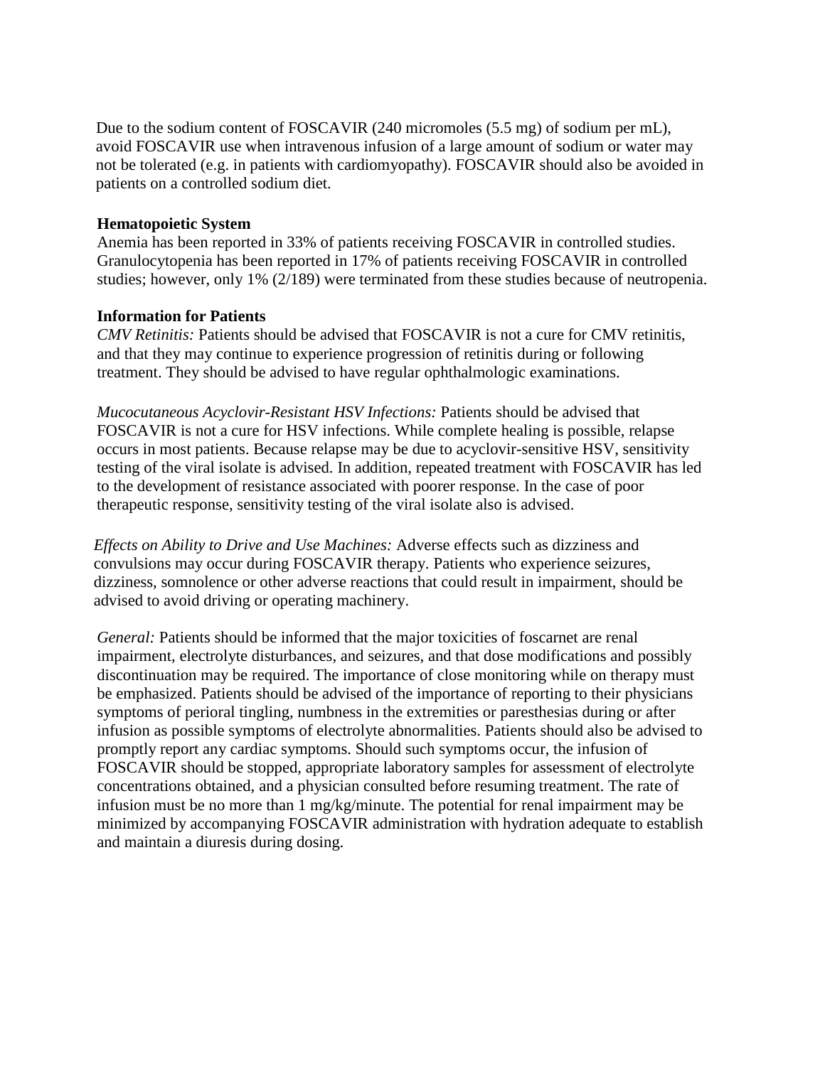Due to the sodium content of FOSCAVIR (240 micromoles (5.5 mg) of sodium per mL), avoid FOSCAVIR use when intravenous infusion of a large amount of sodium or water may not be tolerated (e.g. in patients with cardiomyopathy). FOSCAVIR should also be avoided in patients on a controlled sodium diet.

**Hematopoietic System**
Anemia has been reported in 33% of patients receiving FOSCAVIR in controlled studies. Granulocytopenia has been reported in 17% of patients receiving FOSCAVIR in controlled studies; however, only 1% (2/189) were terminated from these studies because of neutropenia.

**Information for Patients**
*CMV Retinitis:* Patients should be advised that FOSCAVIR is not a cure for CMV retinitis, and that they may continue to experience progression of retinitis during or following treatment. They should be advised to have regular ophthalmologic examinations.

*Mucocutaneous Acyclovir-Resistant HSV Infections:* Patients should be advised that FOSCAVIR is not a cure for HSV infections. While complete healing is possible, relapse occurs in most patients. Because relapse may be due to acyclovir-sensitive HSV, sensitivity testing of the viral isolate is advised. In addition, repeated treatment with FOSCAVIR has led to the development of resistance associated with poorer response. In the case of poor therapeutic response, sensitivity testing of the viral isolate also is advised.

*Effects on Ability to Drive and Use Machines:* Adverse effects such as dizziness and convulsions may occur during FOSCAVIR therapy. Patients who experience seizures, dizziness, somnolence or other adverse reactions that could result in impairment, should be advised to avoid driving or operating machinery.

*General:* Patients should be informed that the major toxicities of foscarnet are renal impairment, electrolyte disturbances, and seizures, and that dose modifications and possibly discontinuation may be required. The importance of close monitoring while on therapy must be emphasized. Patients should be advised of the importance of reporting to their physicians symptoms of perioral tingling, numbness in the extremities or paresthesias during or after infusion as possible symptoms of electrolyte abnormalities. Patients should also be advised to promptly report any cardiac symptoms. Should such symptoms occur, the infusion of FOSCAVIR should be stopped, appropriate laboratory samples for assessment of electrolyte concentrations obtained, and a physician consulted before resuming treatment. The rate of infusion must be no more than 1 mg/kg/minute. The potential for renal impairment may be minimized by accompanying FOSCAVIR administration with hydration adequate to establish and maintain a diuresis during dosing.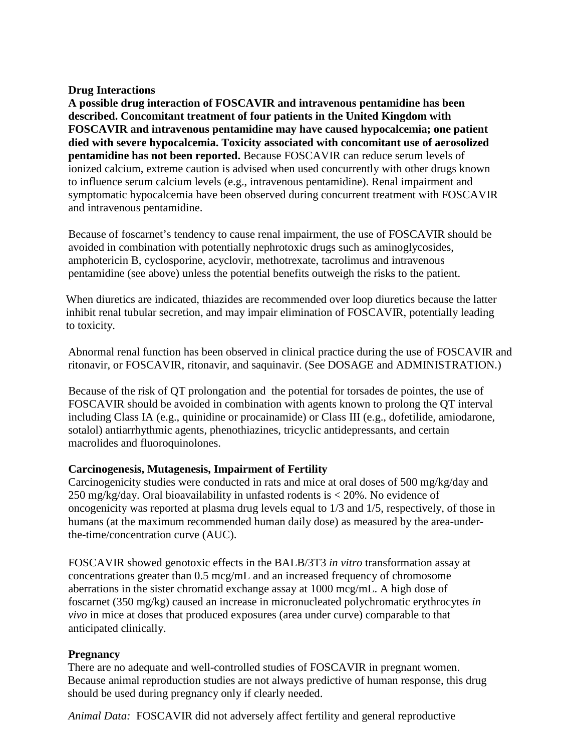**Drug Interactions**

**A possible drug interaction of FOSCAVIR and intravenous pentamidine has been described. Concomitant treatment of four patients in the United Kingdom with FOSCAVIR and intravenous pentamidine may have caused hypocalcemia; one patient died with severe hypocalcemia. Toxicity associated with concomitant use of aerosolized pentamidine has not been reported.** Because FOSCAVIR can reduce serum levels of ionized calcium, extreme caution is advised when used concurrently with other drugs known to influence serum calcium levels (e.g., intravenous pentamidine). Renal impairment and symptomatic hypocalcemia have been observed during concurrent treatment with FOSCAVIR and intravenous pentamidine.

Because of foscarnet's tendency to cause renal impairment, the use of FOSCAVIR should be avoided in combination with potentially nephrotoxic drugs such as aminoglycosides, amphotericin B, cyclosporine, acyclovir, methotrexate, tacrolimus and intravenous pentamidine (see above) unless the potential benefits outweigh the risks to the patient.

When diuretics are indicated, thiazides are recommended over loop diuretics because the latter inhibit renal tubular secretion, and may impair elimination of FOSCAVIR, potentially leading to toxicity.

Abnormal renal function has been observed in clinical practice during the use of FOSCAVIR and ritonavir, or FOSCAVIR, ritonavir, and saquinavir. (See DOSAGE and ADMINISTRATION.)

Because of the risk of QT prolongation and the potential for torsades de pointes, the use of FOSCAVIR should be avoided in combination with agents known to prolong the QT interval including Class IA (e.g., quinidine or procainamide) or Class III (e.g., dofetilide, amiodarone, sotalol) antiarrhythmic agents, phenothiazines, tricyclic antidepressants, and certain macrolides and fluoroquinolones.

**Carcinogenesis, Mutagenesis, Impairment of Fertility**

Carcinogenicity studies were conducted in rats and mice at oral doses of 500 mg/kg/day and 250 mg/kg/day. Oral bioavailability in unfasted rodents is < 20%. No evidence of oncogenicity was reported at plasma drug levels equal to 1/3 and 1/5, respectively, of those in humans (at the maximum recommended human daily dose) as measured by the area-under-the-time/concentration curve (AUC).

FOSCAVIR showed genotoxic effects in the BALB/3T3 *in vitro* transformation assay at concentrations greater than 0.5 mcg/mL and an increased frequency of chromosome aberrations in the sister chromatid exchange assay at 1000 mcg/mL. A high dose of foscarnet (350 mg/kg) caused an increase in micronucleated polychromatic erythrocytes *in vivo* in mice at doses that produced exposures (area under curve) comparable to that anticipated clinically.

**Pregnancy**

There are no adequate and well-controlled studies of FOSCAVIR in pregnant women. Because animal reproduction studies are not always predictive of human response, this drug should be used during pregnancy only if clearly needed.

*Animal Data:* FOSCAVIR did not adversely affect fertility and general reproductive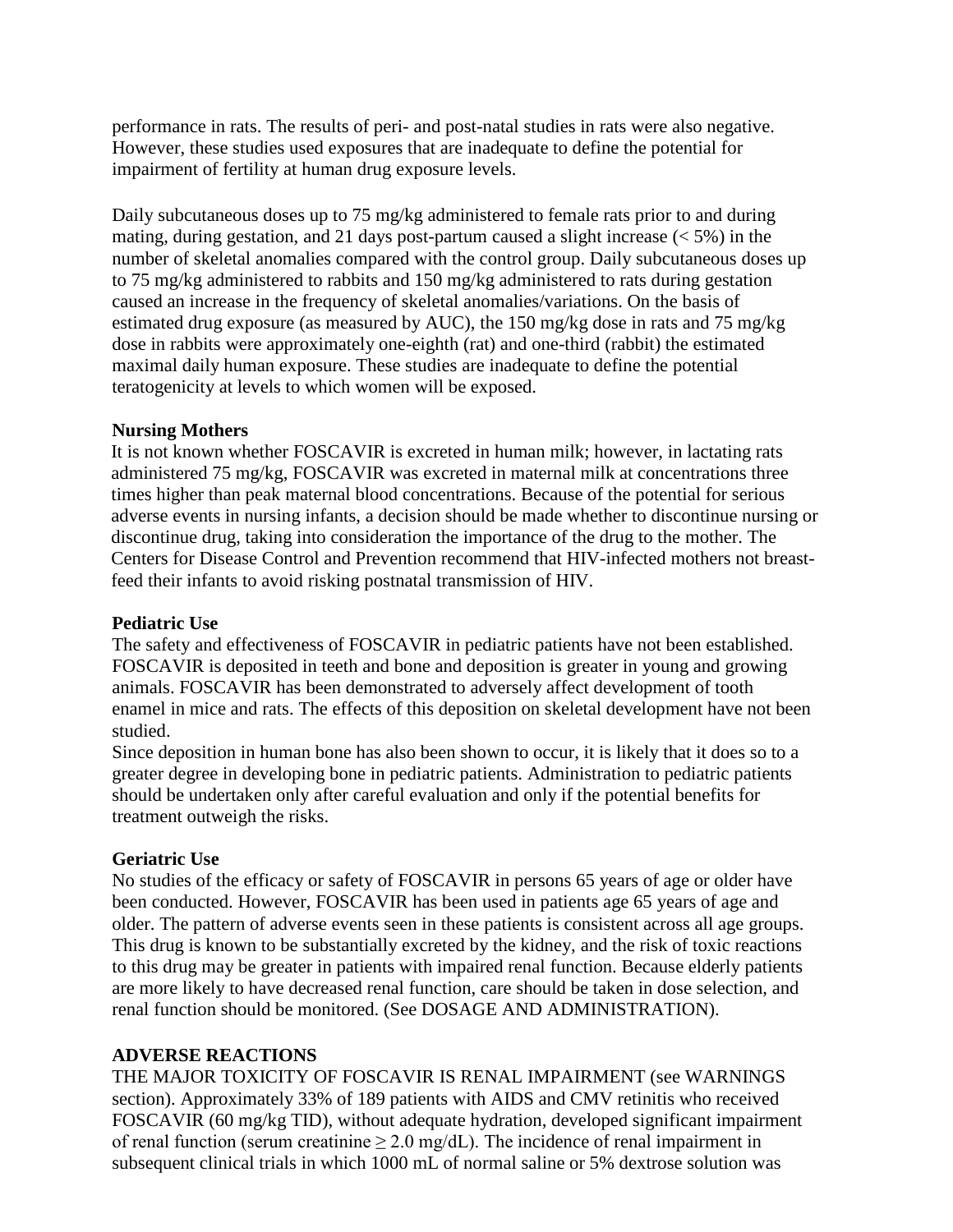performance in rats. The results of peri- and post-natal studies in rats were also negative. However, these studies used exposures that are inadequate to define the potential for impairment of fertility at human drug exposure levels.

Daily subcutaneous doses up to 75 mg/kg administered to female rats prior to and during mating, during gestation, and 21 days post-partum caused a slight increase (< 5%) in the number of skeletal anomalies compared with the control group. Daily subcutaneous doses up to 75 mg/kg administered to rabbits and 150 mg/kg administered to rats during gestation caused an increase in the frequency of skeletal anomalies/variations. On the basis of estimated drug exposure (as measured by AUC), the 150 mg/kg dose in rats and 75 mg/kg dose in rabbits were approximately one-eighth (rat) and one-third (rabbit) the estimated maximal daily human exposure. These studies are inadequate to define the potential teratogenicity at levels to which women will be exposed.

**Nursing Mothers**

It is not known whether FOSCAVIR is excreted in human milk; however, in lactating rats administered 75 mg/kg, FOSCAVIR was excreted in maternal milk at concentrations three times higher than peak maternal blood concentrations. Because of the potential for serious adverse events in nursing infants, a decision should be made whether to discontinue nursing or discontinue drug, taking into consideration the importance of the drug to the mother. The Centers for Disease Control and Prevention recommend that HIV-infected mothers not breast-feed their infants to avoid risking postnatal transmission of HIV.

**Pediatric Use**

The safety and effectiveness of FOSCAVIR in pediatric patients have not been established. FOSCAVIR is deposited in teeth and bone and deposition is greater in young and growing animals. FOSCAVIR has been demonstrated to adversely affect development of tooth enamel in mice and rats. The effects of this deposition on skeletal development have not been studied.

Since deposition in human bone has also been shown to occur, it is likely that it does so to a greater degree in developing bone in pediatric patients. Administration to pediatric patients should be undertaken only after careful evaluation and only if the potential benefits for treatment outweigh the risks.

**Geriatric Use**

No studies of the efficacy or safety of FOSCAVIR in persons 65 years of age or older have been conducted. However, FOSCAVIR has been used in patients age 65 years of age and older. The pattern of adverse events seen in these patients is consistent across all age groups. This drug is known to be substantially excreted by the kidney, and the risk of toxic reactions to this drug may be greater in patients with impaired renal function. Because elderly patients are more likely to have decreased renal function, care should be taken in dose selection, and renal function should be monitored. (See DOSAGE AND ADMINISTRATION).

**ADVERSE REACTIONS**

THE MAJOR TOXICITY OF FOSCAVIR IS RENAL IMPAIRMENT (see WARNINGS section). Approximately 33% of 189 patients with AIDS and CMV retinitis who received FOSCAVIR (60 mg/kg TID), without adequate hydration, developed significant impairment of renal function (serum creatinine ≥ 2.0 mg/dL). The incidence of renal impairment in subsequent clinical trials in which 1000 mL of normal saline or 5% dextrose solution was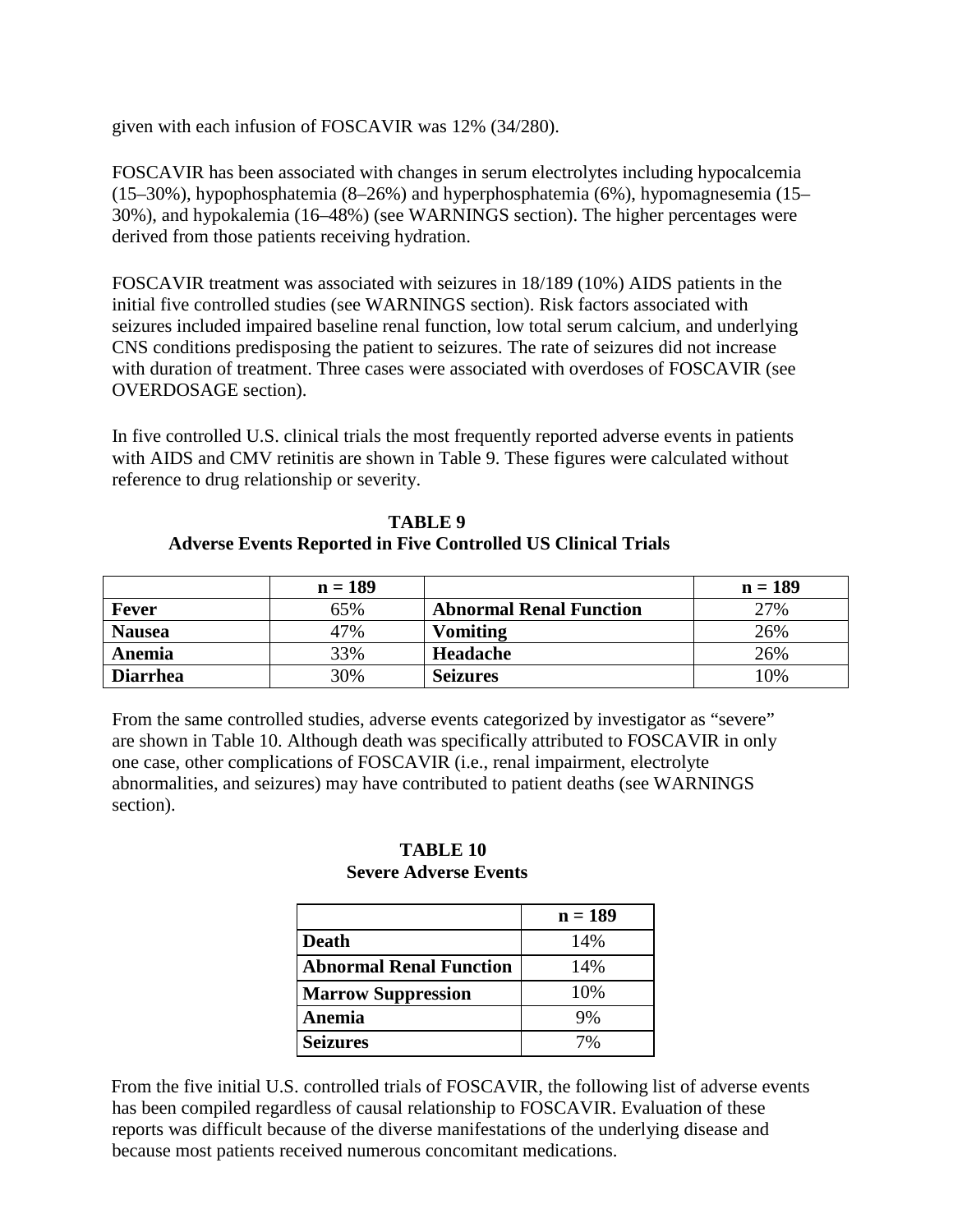given with each infusion of FOSCAVIR was 12% (34/280).

FOSCAVIR has been associated with changes in serum electrolytes including hypocalcemia (15–30%), hypophosphatemia (8–26%) and hyperphosphatemia (6%), hypomagnesemia (15–30%), and hypokalemia (16–48%) (see WARNINGS section). The higher percentages were derived from those patients receiving hydration.

FOSCAVIR treatment was associated with seizures in 18/189 (10%) AIDS patients in the initial five controlled studies (see WARNINGS section). Risk factors associated with seizures included impaired baseline renal function, low total serum calcium, and underlying CNS conditions predisposing the patient to seizures. The rate of seizures did not increase with duration of treatment. Three cases were associated with overdoses of FOSCAVIR (see OVERDOSAGE section).

In five controlled U.S. clinical trials the most frequently reported adverse events in patients with AIDS and CMV retinitis are shown in Table 9. These figures were calculated without reference to drug relationship or severity.

**TABLE 9**
**Adverse Events Reported in Five Controlled US Clinical Trials**

| | n = 189 | | n = 189 |
|---|---|---|---|
| **Fever** | 65% | **Abnormal Renal Function** | 27% |
| **Nausea** | 47% | **Vomiting** | 26% |
| **Anemia** | 33% | **Headache** | 26% |
| **Diarrhea** | 30% | **Seizures** | 10% |

From the same controlled studies, adverse events categorized by investigator as "severe" are shown in Table 10. Although death was specifically attributed to FOSCAVIR in only one case, other complications of FOSCAVIR (i.e., renal impairment, electrolyte abnormalities, and seizures) may have contributed to patient deaths (see WARNINGS section).

**TABLE 10**
**Severe Adverse Events**

| | n = 189 |
|---|---|
| **Death** | 14% |
| **Abnormal Renal Function** | 14% |
| **Marrow Suppression** | 10% |
| **Anemia** | 9% |
| **Seizures** | 7% |

From the five initial U.S. controlled trials of FOSCAVIR, the following list of adverse events has been compiled regardless of causal relationship to FOSCAVIR. Evaluation of these reports was difficult because of the diverse manifestations of the underlying disease and because most patients received numerous concomitant medications.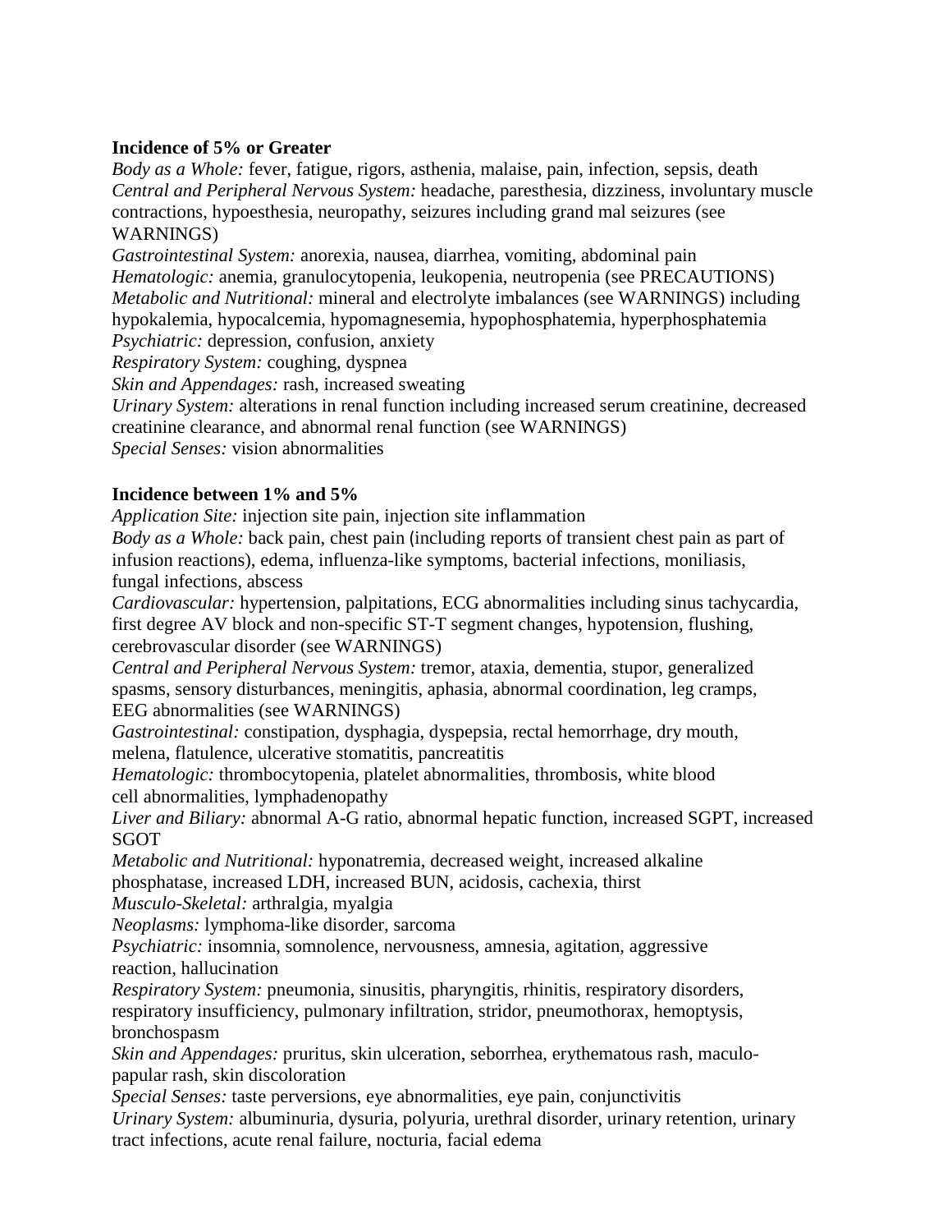**Incidence of 5% or Greater**

*Body as a Whole:* fever, fatigue, rigors, asthenia, malaise, pain, infection, sepsis, death
*Central and Peripheral Nervous System:* headache, paresthesia, dizziness, involuntary muscle contractions, hypoesthesia, neuropathy, seizures including grand mal seizures (see WARNINGS)
*Gastrointestinal System:* anorexia, nausea, diarrhea, vomiting, abdominal pain
*Hematologic:* anemia, granulocytopenia, leukopenia, neutropenia (see PRECAUTIONS)
*Metabolic and Nutritional:* mineral and electrolyte imbalances (see WARNINGS) including hypokalemia, hypocalcemia, hypomagnesemia, hypophosphatemia, hyperphosphatemia
*Psychiatric:* depression, confusion, anxiety
*Respiratory System:* coughing, dyspnea
*Skin and Appendages:* rash, increased sweating
*Urinary System:* alterations in renal function including increased serum creatinine, decreased creatinine clearance, and abnormal renal function (see WARNINGS)
*Special Senses:* vision abnormalities

**Incidence between 1% and 5%**

*Application Site:* injection site pain, injection site inflammation
*Body as a Whole:* back pain, chest pain (including reports of transient chest pain as part of infusion reactions), edema, influenza-like symptoms, bacterial infections, moniliasis, fungal infections, abscess
*Cardiovascular:* hypertension, palpitations, ECG abnormalities including sinus tachycardia, first degree AV block and non-specific ST-T segment changes, hypotension, flushing, cerebrovascular disorder (see WARNINGS)
*Central and Peripheral Nervous System:* tremor, ataxia, dementia, stupor, generalized spasms, sensory disturbances, meningitis, aphasia, abnormal coordination, leg cramps, EEG abnormalities (see WARNINGS)
*Gastrointestinal:* constipation, dysphagia, dyspepsia, rectal hemorrhage, dry mouth, melena, flatulence, ulcerative stomatitis, pancreatitis
*Hematologic:* thrombocytopenia, platelet abnormalities, thrombosis, white blood cell abnormalities, lymphadenopathy
*Liver and Biliary:* abnormal A-G ratio, abnormal hepatic function, increased SGPT, increased SGOT
*Metabolic and Nutritional:* hyponatremia, decreased weight, increased alkaline phosphatase, increased LDH, increased BUN, acidosis, cachexia, thirst
*Musculo-Skeletal:* arthralgia, myalgia
*Neoplasms:* lymphoma-like disorder, sarcoma
*Psychiatric:* insomnia, somnolence, nervousness, amnesia, agitation, aggressive reaction, hallucination
*Respiratory System:* pneumonia, sinusitis, pharyngitis, rhinitis, respiratory disorders, respiratory insufficiency, pulmonary infiltration, stridor, pneumothorax, hemoptysis, bronchospasm
*Skin and Appendages:* pruritus, skin ulceration, seborrhea, erythematous rash, maculo-papular rash, skin discoloration
*Special Senses:* taste perversions, eye abnormalities, eye pain, conjunctivitis
*Urinary System:* albuminuria, dysuria, polyuria, urethral disorder, urinary retention, urinary tract infections, acute renal failure, nocturia, facial edema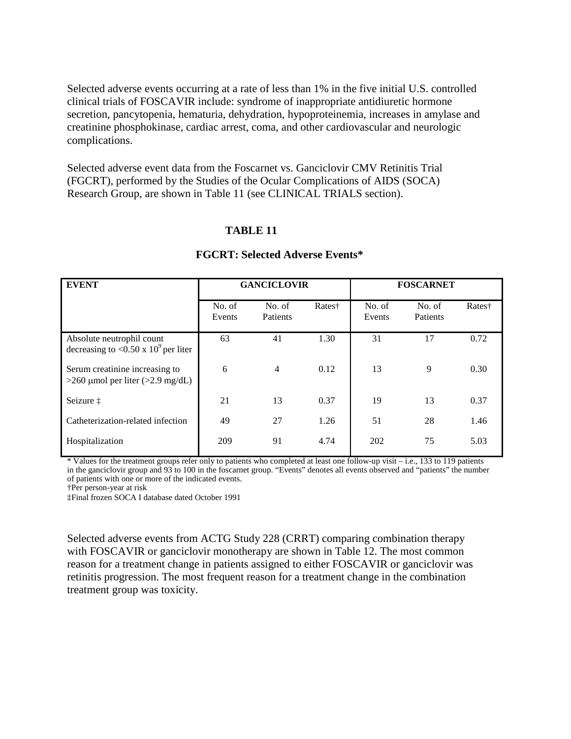Selected adverse events occurring at a rate of less than 1% in the five initial U.S. controlled clinical trials of FOSCAVIR include: syndrome of inappropriate antidiuretic hormone secretion, pancytopenia, hematuria, dehydration, hypoproteinemia, increases in amylase and creatinine phosphokinase, cardiac arrest, coma, and other cardiovascular and neurologic complications.

Selected adverse event data from the Foscarnet vs. Ganciclovir CMV Retinitis Trial (FGCRT), performed by the Studies of the Ocular Complications of AIDS (SOCA) Research Group, are shown in Table 11 (see CLINICAL TRIALS section).

**TABLE 11**

**FGCRT: Selected Adverse Events***

| EVENT | GANCICLOVIR | | | FOSCARNET | | |
|---|---|---|---|---|---|---|
| | No. of Events | No. of Patients | Rates† | No. of Events | No. of Patients | Rates† |
| Absolute neutrophil count decreasing to <0.50 x $10^9$ per liter | 63 | 41 | 1.30 | 31 | 17 | 0.72 |
| Serum creatinine increasing to >260 μmol per liter (>2.9 mg/dL) | 6 | 4 | 0.12 | 13 | 9 | 0.30 |
| Seizure ‡ | 21 | 13 | 0.37 | 19 | 13 | 0.37 |
| Catheterization-related infection | 49 | 27 | 1.26 | 51 | 28 | 1.46 |
| Hospitalization | 209 | 91 | 4.74 | 202 | 75 | 5.03 |

* Values for the treatment groups refer only to patients who completed at least one follow-up visit – i.e., 133 to 119 patients in the ganciclovir group and 93 to 100 in the foscarnet group. "Events" denotes all events observed and "patients" the number of patients with one or more of the indicated events.
†Per person-year at risk
‡Final frozen SOCA I database dated October 1991

Selected adverse events from ACTG Study 228 (CRRT) comparing combination therapy with FOSCAVIR or ganciclovir monotherapy are shown in Table 12. The most common reason for a treatment change in patients assigned to either FOSCAVIR or ganciclovir was retinitis progression. The most frequent reason for a treatment change in the combination treatment group was toxicity.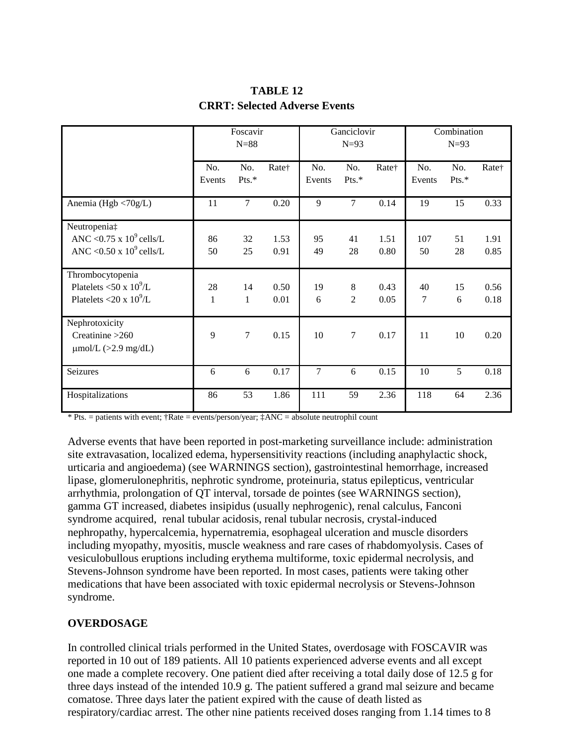**TABLE 12**
**CRRT: Selected Adverse Events**

| | Foscavir N=88 | | | Ganciclovir N=93 | | | Combination N=93 | | |
|---|---|---|---|---|---|---|---|---|---|
| | No. Events | No. Pts.* | Rate† | No. Events | No. Pts.* | Rate† | No. Events | No. Pts.* | Rate† |
| Anemia (Hgb <70g/L) | 11 | 7 | 0.20 | 9 | 7 | 0.14 | 19 | 15 | 0.33 |
| Neutropenia‡ | | | | | | | | | |
| ANC <0.75 x $10^9$ cells/L | 86 | 32 | 1.53 | 95 | 41 | 1.51 | 107 | 51 | 1.91 |
| ANC <0.50 x $10^9$ cells/L | 50 | 25 | 0.91 | 49 | 28 | 0.80 | 50 | 28 | 0.85 |
| Thrombocytopenia | | | | | | | | | |
| Platelets <50 x $10^9$/L | 28 | 14 | 0.50 | 19 | 8 | 0.43 | 40 | 15 | 0.56 |
| Platelets <20 x $10^9$/L | 1 | 1 | 0.01 | 6 | 2 | 0.05 | 7 | 6 | 0.18 |
| Nephrotoxicity Creatinine >260 μmol/L (>2.9 mg/dL) | 9 | 7 | 0.15 | 10 | 7 | 0.17 | 11 | 10 | 0.20 |
| Seizures | 6 | 6 | 0.17 | 7 | 6 | 0.15 | 10 | 5 | 0.18 |
| Hospitalizations | 86 | 53 | 1.86 | 111 | 59 | 2.36 | 118 | 64 | 2.36 |

* Pts. = patients with event; †Rate = events/person/year; ‡ANC = absolute neutrophil count

Adverse events that have been reported in post-marketing surveillance include: administration site extravasation, localized edema, hypersensitivity reactions (including anaphylactic shock, urticaria and angioedema) (see WARNINGS section), gastrointestinal hemorrhage, increased lipase, glomerulonephritis, nephrotic syndrome, proteinuria, status epilepticus, ventricular arrhythmia, prolongation of QT interval, torsade de pointes (see WARNINGS section), gamma GT increased, diabetes insipidus (usually nephrogenic), renal calculus, Fanconi syndrome acquired, renal tubular acidosis, renal tubular necrosis, crystal-induced nephropathy, hypercalcemia, hypernatremia, esophageal ulceration and muscle disorders including myopathy, myositis, muscle weakness and rare cases of rhabdomyolysis. Cases of vesiculobullous eruptions including erythema multiforme, toxic epidermal necrolysis, and Stevens-Johnson syndrome have been reported. In most cases, patients were taking other medications that have been associated with toxic epidermal necrolysis or Stevens-Johnson syndrome.

## OVERDOSAGE

In controlled clinical trials performed in the United States, overdosage with FOSCAVIR was reported in 10 out of 189 patients. All 10 patients experienced adverse events and all except one made a complete recovery. One patient died after receiving a total daily dose of 12.5 g for three days instead of the intended 10.9 g. The patient suffered a grand mal seizure and became comatose. Three days later the patient expired with the cause of death listed as respiratory/cardiac arrest. The other nine patients received doses ranging from 1.14 times to 8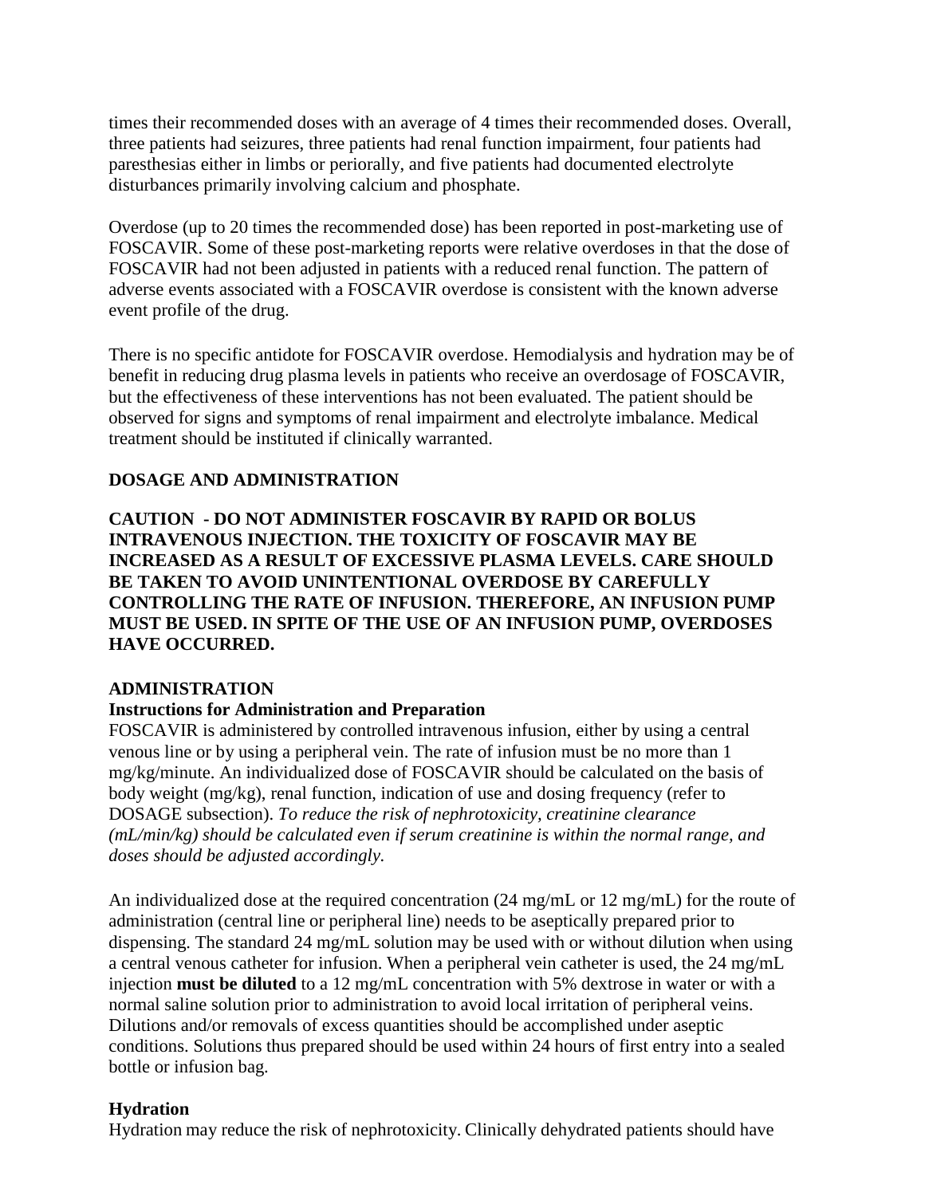times their recommended doses with an average of 4 times their recommended doses. Overall, three patients had seizures, three patients had renal function impairment, four patients had paresthesias either in limbs or periorally, and five patients had documented electrolyte disturbances primarily involving calcium and phosphate.

Overdose (up to 20 times the recommended dose) has been reported in post-marketing use of FOSCAVIR. Some of these post-marketing reports were relative overdoses in that the dose of FOSCAVIR had not been adjusted in patients with a reduced renal function. The pattern of adverse events associated with a FOSCAVIR overdose is consistent with the known adverse event profile of the drug.

There is no specific antidote for FOSCAVIR overdose. Hemodialysis and hydration may be of benefit in reducing drug plasma levels in patients who receive an overdosage of FOSCAVIR, but the effectiveness of these interventions has not been evaluated. The patient should be observed for signs and symptoms of renal impairment and electrolyte imbalance. Medical treatment should be instituted if clinically warranted.

## DOSAGE AND ADMINISTRATION

**CAUTION - DO NOT ADMINISTER FOSCAVIR BY RAPID OR BOLUS INTRAVENOUS INJECTION. THE TOXICITY OF FOSCAVIR MAY BE INCREASED AS A RESULT OF EXCESSIVE PLASMA LEVELS. CARE SHOULD BE TAKEN TO AVOID UNINTENTIONAL OVERDOSE BY CAREFULLY CONTROLLING THE RATE OF INFUSION. THEREFORE, AN INFUSION PUMP MUST BE USED. IN SPITE OF THE USE OF AN INFUSION PUMP, OVERDOSES HAVE OCCURRED.**

### ADMINISTRATION

#### Instructions for Administration and Preparation

FOSCAVIR is administered by controlled intravenous infusion, either by using a central venous line or by using a peripheral vein. The rate of infusion must be no more than 1 mg/kg/minute. An individualized dose of FOSCAVIR should be calculated on the basis of body weight (mg/kg), renal function, indication of use and dosing frequency (refer to DOSAGE subsection). *To reduce the risk of nephrotoxicity, creatinine clearance (mL/min/kg) should be calculated even if serum creatinine is within the normal range, and doses should be adjusted accordingly.*

An individualized dose at the required concentration (24 mg/mL or 12 mg/mL) for the route of administration (central line or peripheral line) needs to be aseptically prepared prior to dispensing. The standard 24 mg/mL solution may be used with or without dilution when using a central venous catheter for infusion. When a peripheral vein catheter is used, the 24 mg/mL injection **must be diluted** to a 12 mg/mL concentration with 5% dextrose in water or with a normal saline solution prior to administration to avoid local irritation of peripheral veins. Dilutions and/or removals of excess quantities should be accomplished under aseptic conditions. Solutions thus prepared should be used within 24 hours of first entry into a sealed bottle or infusion bag.

#### Hydration

Hydration may reduce the risk of nephrotoxicity. Clinically dehydrated patients should have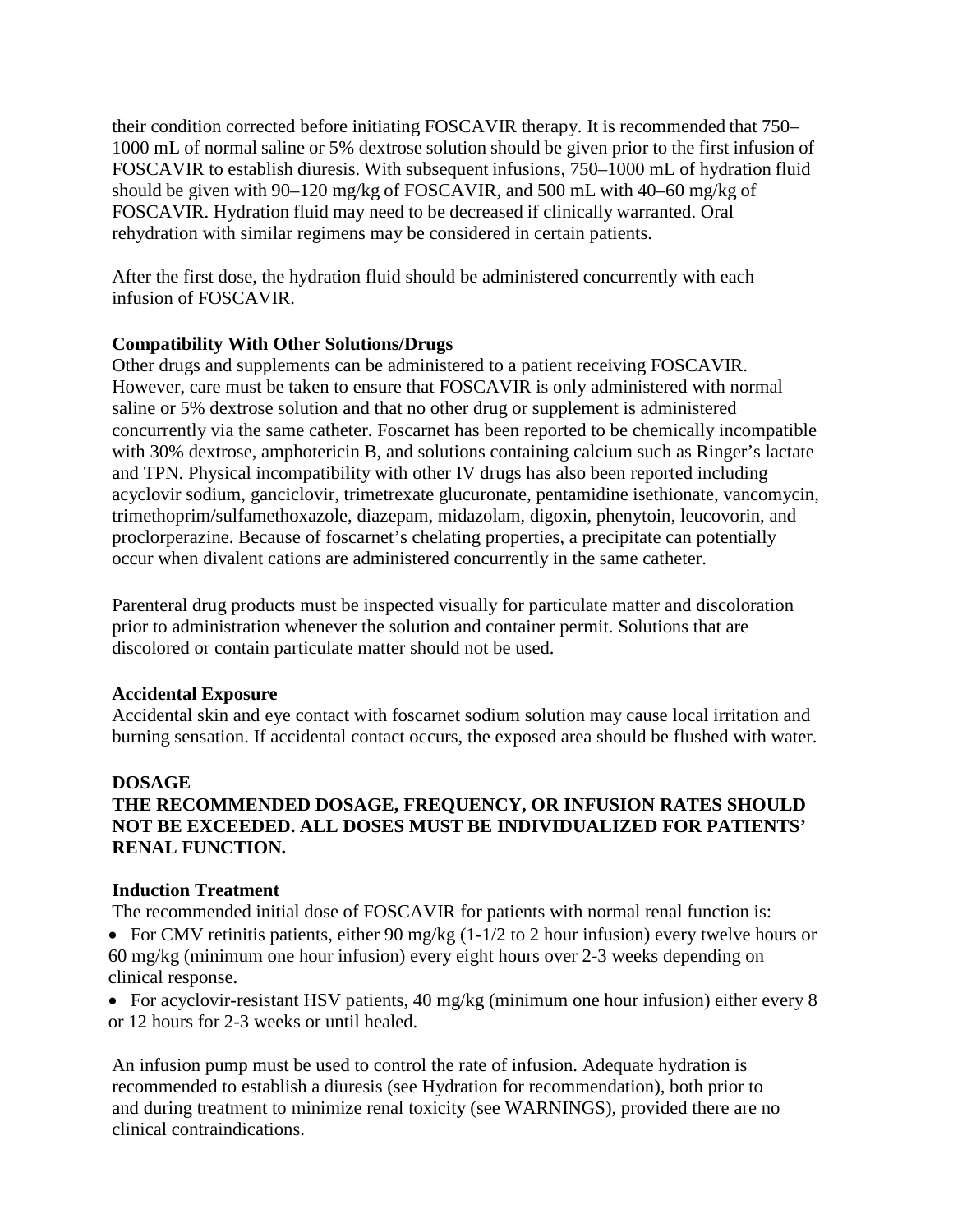their condition corrected before initiating FOSCAVIR therapy. It is recommended that 750–1000 mL of normal saline or 5% dextrose solution should be given prior to the first infusion of FOSCAVIR to establish diuresis. With subsequent infusions, 750–1000 mL of hydration fluid should be given with 90–120 mg/kg of FOSCAVIR, and 500 mL with 40–60 mg/kg of FOSCAVIR. Hydration fluid may need to be decreased if clinically warranted. Oral rehydration with similar regimens may be considered in certain patients.

After the first dose, the hydration fluid should be administered concurrently with each infusion of FOSCAVIR.

**Compatibility With Other Solutions/Drugs**

Other drugs and supplements can be administered to a patient receiving FOSCAVIR. However, care must be taken to ensure that FOSCAVIR is only administered with normal saline or 5% dextrose solution and that no other drug or supplement is administered concurrently via the same catheter. Foscarnet has been reported to be chemically incompatible with 30% dextrose, amphotericin B, and solutions containing calcium such as Ringer's lactate and TPN. Physical incompatibility with other IV drugs has also been reported including acyclovir sodium, ganciclovir, trimetrexate glucuronate, pentamidine isethionate, vancomycin, trimethoprim/sulfamethoxazole, diazepam, midazolam, digoxin, phenytoin, leucovorin, and proclorperazine. Because of foscarnet's chelating properties, a precipitate can potentially occur when divalent cations are administered concurrently in the same catheter.

Parenteral drug products must be inspected visually for particulate matter and discoloration prior to administration whenever the solution and container permit. Solutions that are discolored or contain particulate matter should not be used.

**Accidental Exposure**

Accidental skin and eye contact with foscarnet sodium solution may cause local irritation and burning sensation. If accidental contact occurs, the exposed area should be flushed with water.

**DOSAGE**

**THE RECOMMENDED DOSAGE, FREQUENCY, OR INFUSION RATES SHOULD NOT BE EXCEEDED. ALL DOSES MUST BE INDIVIDUALIZED FOR PATIENTS' RENAL FUNCTION.**

**Induction Treatment**

The recommended initial dose of FOSCAVIR for patients with normal renal function is:

- For CMV retinitis patients, either 90 mg/kg (1-1/2 to 2 hour infusion) every twelve hours or 60 mg/kg (minimum one hour infusion) every eight hours over 2-3 weeks depending on clinical response.
- For acyclovir-resistant HSV patients, 40 mg/kg (minimum one hour infusion) either every 8 or 12 hours for 2-3 weeks or until healed.

An infusion pump must be used to control the rate of infusion. Adequate hydration is recommended to establish a diuresis (see Hydration for recommendation), both prior to and during treatment to minimize renal toxicity (see WARNINGS), provided there are no clinical contraindications.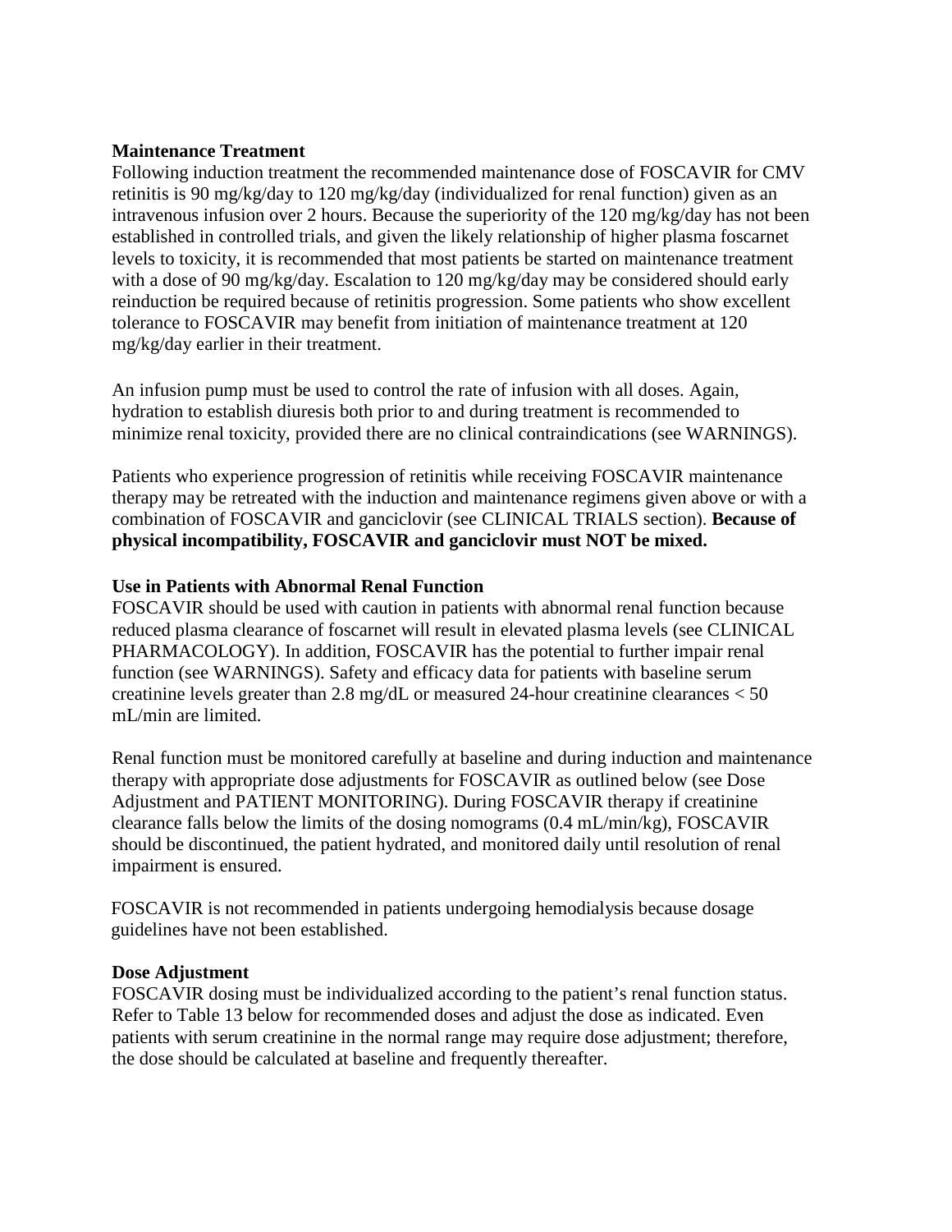**Maintenance Treatment**

Following induction treatment the recommended maintenance dose of FOSCAVIR for CMV retinitis is 90 mg/kg/day to 120 mg/kg/day (individualized for renal function) given as an intravenous infusion over 2 hours. Because the superiority of the 120 mg/kg/day has not been established in controlled trials, and given the likely relationship of higher plasma foscarnet levels to toxicity, it is recommended that most patients be started on maintenance treatment with a dose of 90 mg/kg/day. Escalation to 120 mg/kg/day may be considered should early reinduction be required because of retinitis progression. Some patients who show excellent tolerance to FOSCAVIR may benefit from initiation of maintenance treatment at 120 mg/kg/day earlier in their treatment.

An infusion pump must be used to control the rate of infusion with all doses. Again, hydration to establish diuresis both prior to and during treatment is recommended to minimize renal toxicity, provided there are no clinical contraindications (see WARNINGS).

Patients who experience progression of retinitis while receiving FOSCAVIR maintenance therapy may be retreated with the induction and maintenance regimens given above or with a combination of FOSCAVIR and ganciclovir (see CLINICAL TRIALS section). **Because of physical incompatibility, FOSCAVIR and ganciclovir must NOT be mixed.**

**Use in Patients with Abnormal Renal Function**

FOSCAVIR should be used with caution in patients with abnormal renal function because reduced plasma clearance of foscarnet will result in elevated plasma levels (see CLINICAL PHARMACOLOGY). In addition, FOSCAVIR has the potential to further impair renal function (see WARNINGS). Safety and efficacy data for patients with baseline serum creatinine levels greater than 2.8 mg/dL or measured 24-hour creatinine clearances < 50 mL/min are limited.

Renal function must be monitored carefully at baseline and during induction and maintenance therapy with appropriate dose adjustments for FOSCAVIR as outlined below (see Dose Adjustment and PATIENT MONITORING). During FOSCAVIR therapy if creatinine clearance falls below the limits of the dosing nomograms (0.4 mL/min/kg), FOSCAVIR should be discontinued, the patient hydrated, and monitored daily until resolution of renal impairment is ensured.

FOSCAVIR is not recommended in patients undergoing hemodialysis because dosage guidelines have not been established.

**Dose Adjustment**

FOSCAVIR dosing must be individualized according to the patient's renal function status. Refer to Table 13 below for recommended doses and adjust the dose as indicated. Even patients with serum creatinine in the normal range may require dose adjustment; therefore, the dose should be calculated at baseline and frequently thereafter.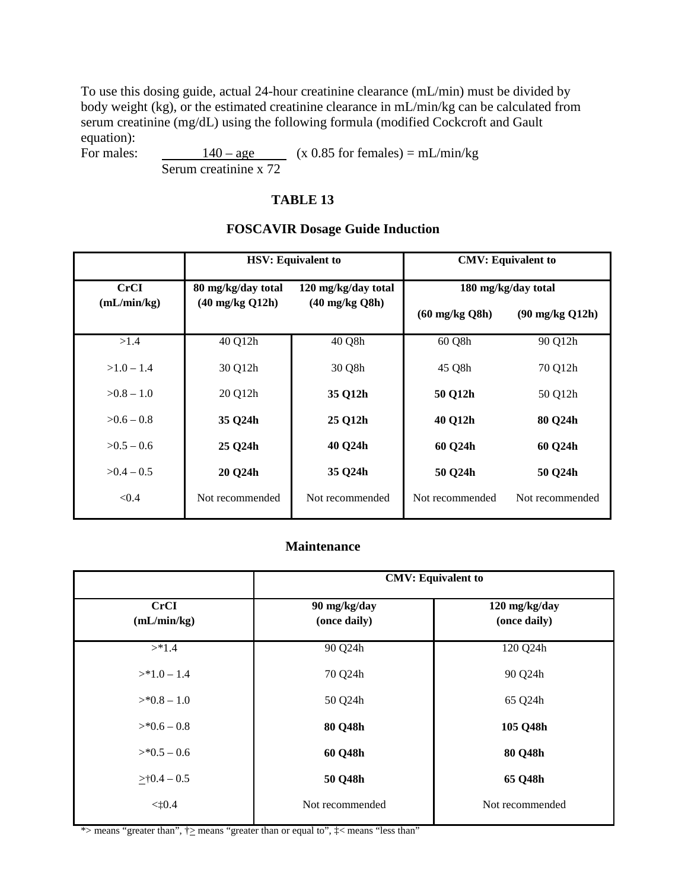To use this dosing guide, actual 24-hour creatinine clearance (mL/min) must be divided by body weight (kg), or the estimated creatinine clearance in mL/min/kg can be calculated from serum creatinine (mg/dL) using the following formula (modified Cockcroft and Gault equation):

For males: $\frac{140 - \text{age}}{\text{Serum creatinine} \times 72}$ (x 0.85 for females) = mL/min/kg

**TABLE 13**

**FOSCAVIR Dosage Guide Induction**

| | **HSV: Equivalent to** | | **CMV: Equivalent to** | |
|---|---|---|---|---|
| **CrCI (mL/min/kg)** | **80 mg/kg/day total (40 mg/kg Q12h)** | **120 mg/kg/day total (40 mg/kg Q8h)** | **180 mg/kg/day total (60 mg/kg Q8h)** | **(90 mg/kg Q12h)** |
| >1.4 | 40 Q12h | 40 Q8h | 60 Q8h | 90 Q12h |
| >1.0 – 1.4 | 30 Q12h | 30 Q8h | 45 Q8h | 70 Q12h |
| >0.8 – 1.0 | 20 Q12h | **35 Q12h** | **50 Q12h** | 50 Q12h |
| >0.6 – 0.8 | **35 Q24h** | **25 Q12h** | **40 Q12h** | **80 Q24h** |
| >0.5 – 0.6 | **25 Q24h** | **40 Q24h** | **60 Q24h** | **60 Q24h** |
| >0.4 – 0.5 | **20 Q24h** | **35 Q24h** | **50 Q24h** | **50 Q24h** |
| <0.4 | Not recommended | Not recommended | Not recommended | Not recommended |

**Maintenance**

| | **CMV: Equivalent to** | |
|---|---|---|
| **CrCI (mL/min/kg)** | **90 mg/kg/day (once daily)** | **120 mg/kg/day (once daily)** |
| >*1.4 | 90 Q24h | 120 Q24h |
| >*1.0 – 1.4 | 70 Q24h | 90 Q24h |
| >*0.8 – 1.0 | 50 Q24h | 65 Q24h |
| >*0.6 – 0.8 | **80 Q48h** | **105 Q48h** |
| >*0.5 – 0.6 | **60 Q48h** | **80 Q48h** |
| ≥†0.4 – 0.5 | **50 Q48h** | **65 Q48h** |
| <‡0.4 | Not recommended | Not recommended |

*> means "greater than", †≥ means "greater than or equal to", ‡< means "less than"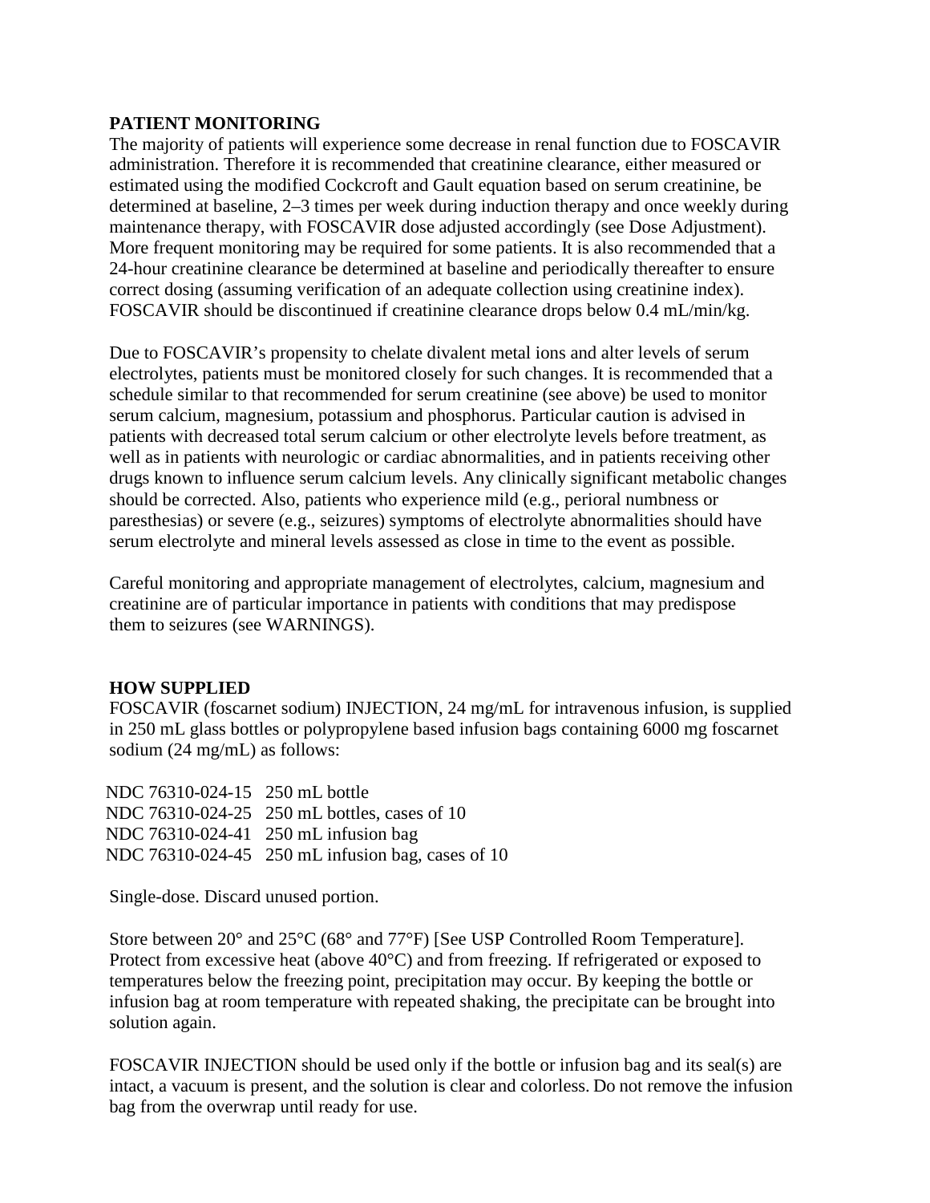## PATIENT MONITORING

The majority of patients will experience some decrease in renal function due to FOSCAVIR administration. Therefore it is recommended that creatinine clearance, either measured or estimated using the modified Cockcroft and Gault equation based on serum creatinine, be determined at baseline, 2–3 times per week during induction therapy and once weekly during maintenance therapy, with FOSCAVIR dose adjusted accordingly (see Dose Adjustment). More frequent monitoring may be required for some patients. It is also recommended that a 24-hour creatinine clearance be determined at baseline and periodically thereafter to ensure correct dosing (assuming verification of an adequate collection using creatinine index). FOSCAVIR should be discontinued if creatinine clearance drops below 0.4 mL/min/kg.

Due to FOSCAVIR's propensity to chelate divalent metal ions and alter levels of serum electrolytes, patients must be monitored closely for such changes. It is recommended that a schedule similar to that recommended for serum creatinine (see above) be used to monitor serum calcium, magnesium, potassium and phosphorus. Particular caution is advised in patients with decreased total serum calcium or other electrolyte levels before treatment, as well as in patients with neurologic or cardiac abnormalities, and in patients receiving other drugs known to influence serum calcium levels. Any clinically significant metabolic changes should be corrected. Also, patients who experience mild (e.g., perioral numbness or paresthesias) or severe (e.g., seizures) symptoms of electrolyte abnormalities should have serum electrolyte and mineral levels assessed as close in time to the event as possible.

Careful monitoring and appropriate management of electrolytes, calcium, magnesium and creatinine are of particular importance in patients with conditions that may predispose them to seizures (see WARNINGS).

## HOW SUPPLIED

FOSCAVIR (foscarnet sodium) INJECTION, 24 mg/mL for intravenous infusion, is supplied in 250 mL glass bottles or polypropylene based infusion bags containing 6000 mg foscarnet sodium (24 mg/mL) as follows:

NDC 76310-024-15 250 mL bottle
NDC 76310-024-25 250 mL bottles, cases of 10
NDC 76310-024-41 250 mL infusion bag
NDC 76310-024-45 250 mL infusion bag, cases of 10

Single-dose. Discard unused portion.

Store between 20° and 25°C (68° and 77°F) [See USP Controlled Room Temperature]. Protect from excessive heat (above 40°C) and from freezing. If refrigerated or exposed to temperatures below the freezing point, precipitation may occur. By keeping the bottle or infusion bag at room temperature with repeated shaking, the precipitate can be brought into solution again.

FOSCAVIR INJECTION should be used only if the bottle or infusion bag and its seal(s) are intact, a vacuum is present, and the solution is clear and colorless. Do not remove the infusion bag from the overwrap until ready for use.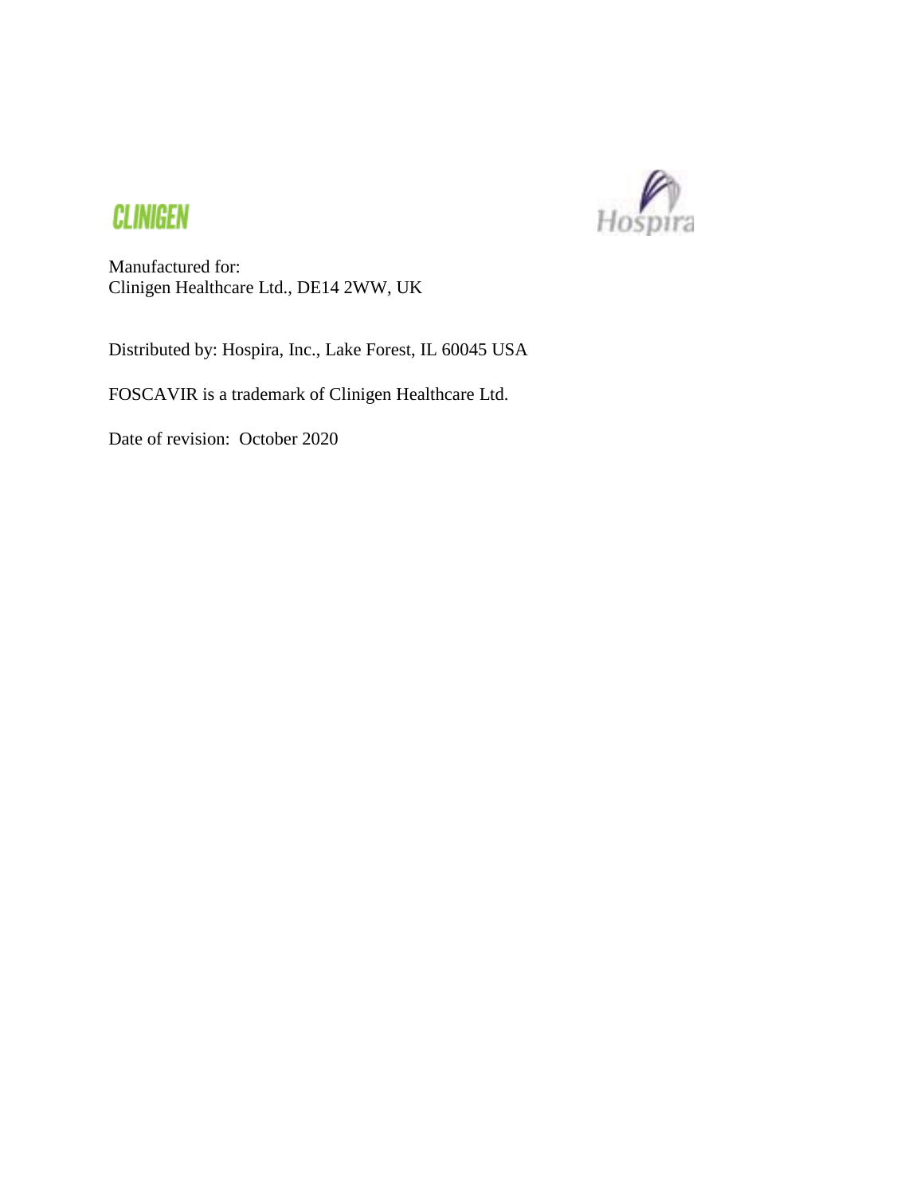CLINIGEN

Hospira

Manufactured for:
Clinigen Healthcare Ltd., DE14 2WW, UK

Distributed by: Hospira, Inc., Lake Forest, IL 60045 USA

FOSCAVIR is a trademark of Clinigen Healthcare Ltd.

Date of revision: October 2020